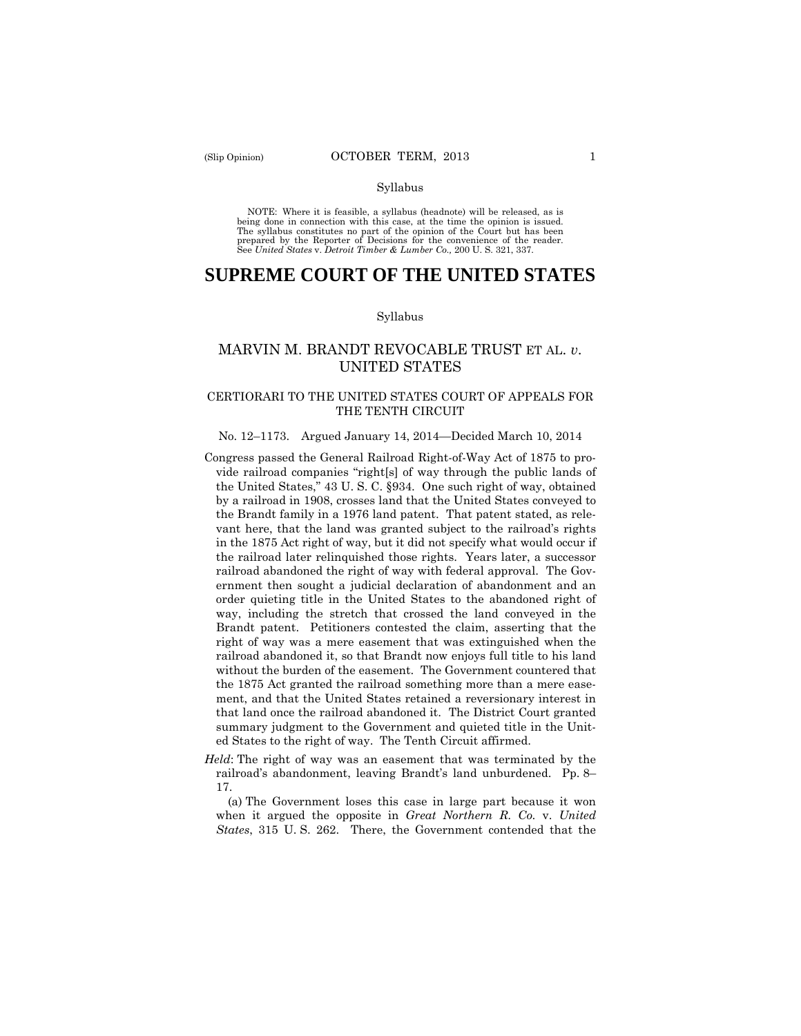Syllabus

NOTE: Where it is feasible, a syllabus (headnote) will be released, as is being done in connection with this case, at the time the opinion is issued. The syllabus constitutes no part of the opinion of the Court but has been prepared by the Reporter of Decisions for the convenience of the reader. See *United States* v. *Detroit Timber & Lumber Co.,* 200 U. S. 321, 337.

# SUPREME COURT OF THE UNITED STATES

Syllabus

## MARVIN M. BRANDT REVOCABLE TRUST ET AL. *v*. UNITED STATES

### CERTIORARI TO THE UNITED STATES COURT OF APPEALS FOR THE TENTH CIRCUIT

No. 12–1173. Argued January 14, 2014—Decided March 10, 2014

Congress passed the General Railroad Right-of-Way Act of 1875 to provide railroad companies "right[s] of way through the public lands of the United States," 43 U. S. C. §934. One such right of way, obtained by a railroad in 1908, crosses land that the United States conveyed to the Brandt family in a 1976 land patent. That patent stated, as relevant here, that the land was granted subject to the railroad's rights in the 1875 Act right of way, but it did not specify what would occur if the railroad later relinquished those rights. Years later, a successor railroad abandoned the right of way with federal approval. The Government then sought a judicial declaration of abandonment and an order quieting title in the United States to the abandoned right of way, including the stretch that crossed the land conveyed in the Brandt patent. Petitioners contested the claim, asserting that the right of way was a mere easement that was extinguished when the railroad abandoned it, so that Brandt now enjoys full title to his land without the burden of the easement. The Government countered that the 1875 Act granted the railroad something more than a mere easement, and that the United States retained a reversionary interest in that land once the railroad abandoned it. The District Court granted summary judgment to the Government and quieted title in the United States to the right of way. The Tenth Circuit affirmed.

*Held*: The right of way was an easement that was terminated by the railroad's abandonment, leaving Brandt's land unburdened. Pp. 8–17.

(a) The Government loses this case in large part because it won when it argued the opposite in *Great Northern R. Co.* v. *United States*, 315 U. S. 262. There, the Government contended that the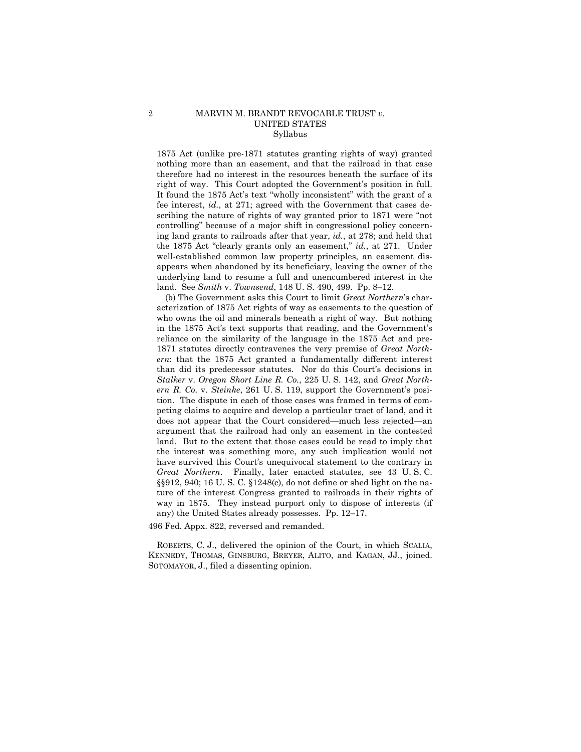1875 Act (unlike pre-1871 statutes granting rights of way) granted nothing more than an easement, and that the railroad in that case therefore had no interest in the resources beneath the surface of its right of way. This Court adopted the Government's position in full. It found the 1875 Act's text "wholly inconsistent" with the grant of a fee interest, *id.*, at 271; agreed with the Government that cases describing the nature of rights of way granted prior to 1871 were "not controlling" because of a major shift in congressional policy concerning land grants to railroads after that year, *id.*, at 278; and held that the 1875 Act "clearly grants only an easement," *id.*, at 271. Under well-established common law property principles, an easement disappears when abandoned by its beneficiary, leaving the owner of the underlying land to resume a full and unencumbered interest in the land. See *Smith* v. *Townsend*, 148 U. S. 490, 499. Pp. 8–12.

(b) The Government asks this Court to limit *Great Northern*'s characterization of 1875 Act rights of way as easements to the question of who owns the oil and minerals beneath a right of way. But nothing in the 1875 Act's text supports that reading, and the Government's reliance on the similarity of the language in the 1875 Act and pre-1871 statutes directly contravenes the very premise of *Great Northern*: that the 1875 Act granted a fundamentally different interest than did its predecessor statutes. Nor do this Court's decisions in *Stalker* v. *Oregon Short Line R. Co.*, 225 U. S. 142, and *Great Northern R. Co.* v. *Steinke*, 261 U. S. 119, support the Government's position. The dispute in each of those cases was framed in terms of competing claims to acquire and develop a particular tract of land, and it does not appear that the Court considered—much less rejected—an argument that the railroad had only an easement in the contested land. But to the extent that those cases could be read to imply that the interest was something more, any such implication would not have survived this Court's unequivocal statement to the contrary in *Great Northern*. Finally, later enacted statutes, see 43 U. S. C. §§912, 940; 16 U. S. C. §1248(c), do not define or shed light on the nature of the interest Congress granted to railroads in their rights of way in 1875. They instead purport only to dispose of interests (if any) the United States already possesses. Pp. 12–17.

496 Fed. Appx. 822, reversed and remanded.

ROBERTS, C. J., delivered the opinion of the Court, in which SCALIA, KENNEDY, THOMAS, GINSBURG, BREYER, ALITO, and KAGAN, JJ., joined. SOTOMAYOR, J., filed a dissenting opinion.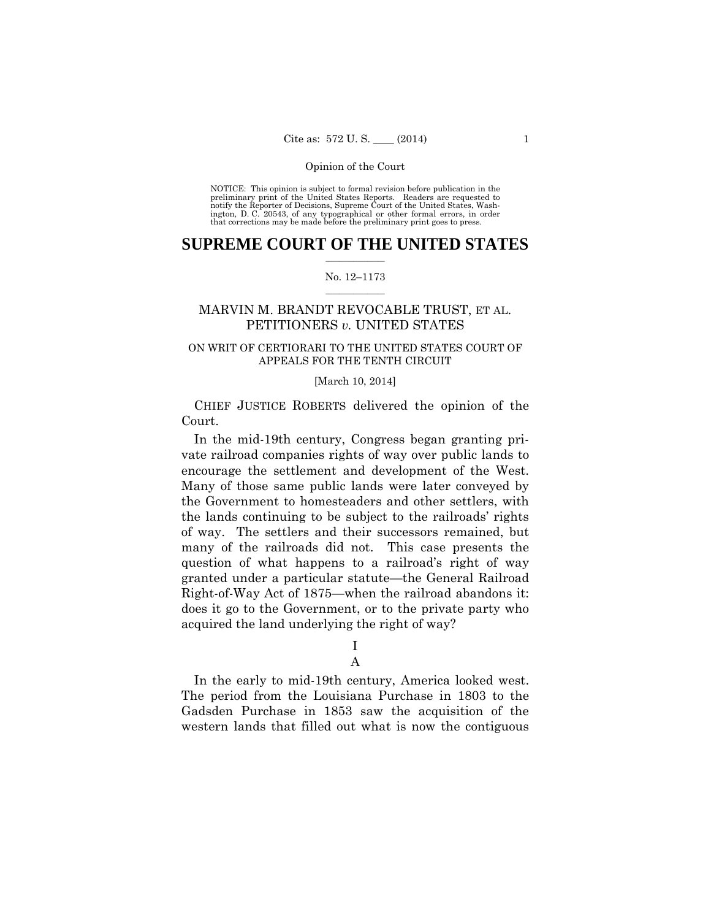NOTICE: This opinion is subject to formal revision before publication in the preliminary print of the United States Reports. Readers are requested to notify the Reporter of Decisions, Supreme Court of the United States, Washington, D. C. 20543, of any typographical or other formal errors, in order that corrections may be made before the preliminary print goes to press.

# SUPREME COURT OF THE UNITED STATES

No. 12–1173

## MARVIN M. BRANDT REVOCABLE TRUST, ET AL. PETITIONERS *v.* UNITED STATES

ON WRIT OF CERTIORARI TO THE UNITED STATES COURT OF APPEALS FOR THE TENTH CIRCUIT

[March 10, 2014]

CHIEF JUSTICE ROBERTS delivered the opinion of the Court.

In the mid-19th century, Congress began granting private railroad companies rights of way over public lands to encourage the settlement and development of the West. Many of those same public lands were later conveyed by the Government to homesteaders and other settlers, with the lands continuing to be subject to the railroads' rights of way. The settlers and their successors remained, but many of the railroads did not. This case presents the question of what happens to a railroad's right of way granted under a particular statute—the General Railroad Right-of-Way Act of 1875—when the railroad abandons it: does it go to the Government, or to the private party who acquired the land underlying the right of way?

## I

### A

In the early to mid-19th century, America looked west. The period from the Louisiana Purchase in 1803 to the Gadsden Purchase in 1853 saw the acquisition of the western lands that filled out what is now the contiguous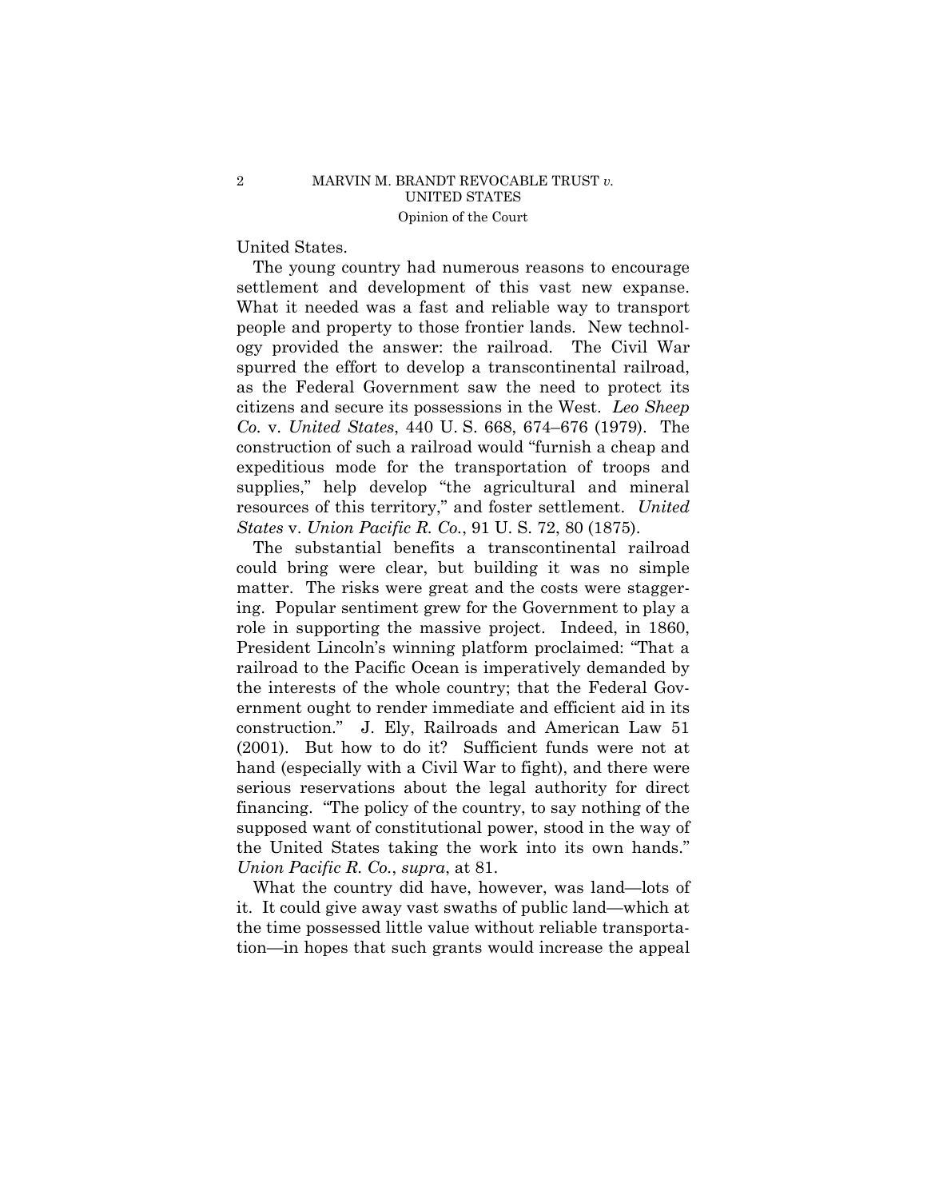United States.

The young country had numerous reasons to encourage settlement and development of this vast new expanse. What it needed was a fast and reliable way to transport people and property to those frontier lands. New technology provided the answer: the railroad. The Civil War spurred the effort to develop a transcontinental railroad, as the Federal Government saw the need to protect its citizens and secure its possessions in the West. *Leo Sheep Co.* v. *United States*, 440 U. S. 668, 674–676 (1979). The construction of such a railroad would "furnish a cheap and expeditious mode for the transportation of troops and supplies," help develop "the agricultural and mineral resources of this territory," and foster settlement. *United States* v. *Union Pacific R. Co.*, 91 U. S. 72, 80 (1875).

The substantial benefits a transcontinental railroad could bring were clear, but building it was no simple matter. The risks were great and the costs were staggering. Popular sentiment grew for the Government to play a role in supporting the massive project. Indeed, in 1860, President Lincoln's winning platform proclaimed: "That a railroad to the Pacific Ocean is imperatively demanded by the interests of the whole country; that the Federal Government ought to render immediate and efficient aid in its construction." J. Ely, Railroads and American Law 51 (2001). But how to do it? Sufficient funds were not at hand (especially with a Civil War to fight), and there were serious reservations about the legal authority for direct financing. "The policy of the country, to say nothing of the supposed want of constitutional power, stood in the way of the United States taking the work into its own hands." *Union Pacific R. Co.*, *supra*, at 81.

What the country did have, however, was land—lots of it. It could give away vast swaths of public land—which at the time possessed little value without reliable transportation—in hopes that such grants would increase the appeal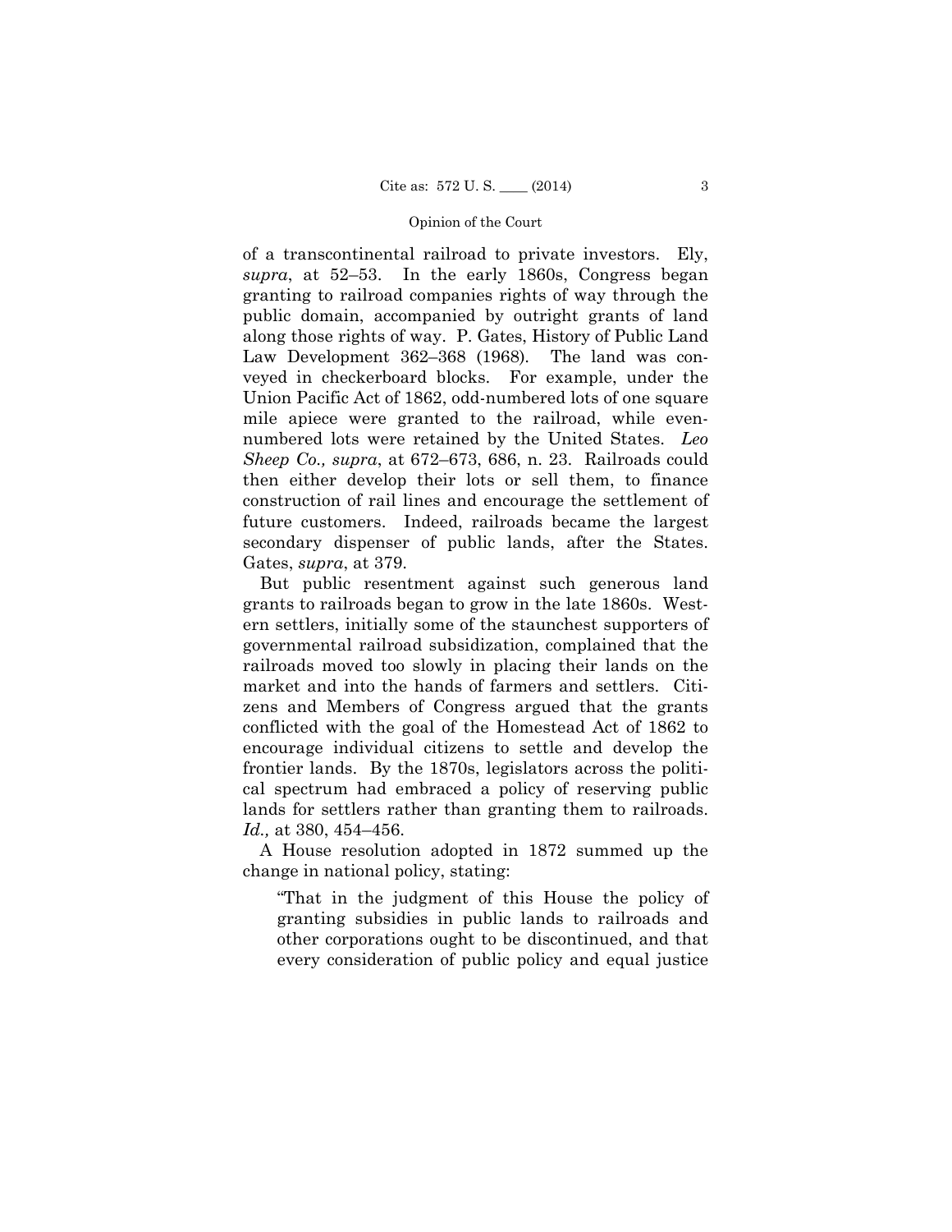of a transcontinental railroad to private investors. Ely, *supra*, at 52–53. In the early 1860s, Congress began granting to railroad companies rights of way through the public domain, accompanied by outright grants of land along those rights of way. P. Gates, History of Public Land Law Development 362–368 (1968). The land was conveyed in checkerboard blocks. For example, under the Union Pacific Act of 1862, odd-numbered lots of one square mile apiece were granted to the railroad, while even-numbered lots were retained by the United States. *Leo Sheep Co., supra*, at 672–673, 686, n. 23. Railroads could then either develop their lots or sell them, to finance construction of rail lines and encourage the settlement of future customers. Indeed, railroads became the largest secondary dispenser of public lands, after the States. Gates, *supra*, at 379.

But public resentment against such generous land grants to railroads began to grow in the late 1860s. Western settlers, initially some of the staunchest supporters of governmental railroad subsidization, complained that the railroads moved too slowly in placing their lands on the market and into the hands of farmers and settlers. Citizens and Members of Congress argued that the grants conflicted with the goal of the Homestead Act of 1862 to encourage individual citizens to settle and develop the frontier lands. By the 1870s, legislators across the political spectrum had embraced a policy of reserving public lands for settlers rather than granting them to railroads. *Id.,* at 380, 454–456.

A House resolution adopted in 1872 summed up the change in national policy, stating:

> "That in the judgment of this House the policy of granting subsidies in public lands to railroads and other corporations ought to be discontinued, and that every consideration of public policy and equal justice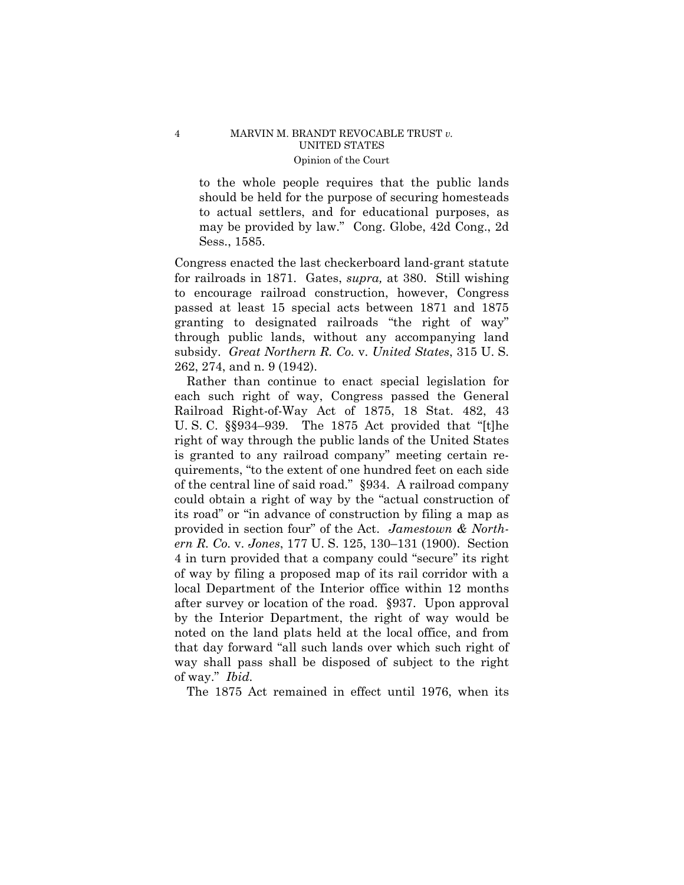> to the whole people requires that the public lands should be held for the purpose of securing homesteads to actual settlers, and for educational purposes, as may be provided by law." Cong. Globe, 42d Cong., 2d Sess., 1585.

Congress enacted the last checkerboard land-grant statute for railroads in 1871. Gates, *supra,* at 380. Still wishing to encourage railroad construction, however, Congress passed at least 15 special acts between 1871 and 1875 granting to designated railroads "the right of way" through public lands, without any accompanying land subsidy. *Great Northern R. Co.* v. *United States*, 315 U. S. 262, 274, and n. 9 (1942).

Rather than continue to enact special legislation for each such right of way, Congress passed the General Railroad Right-of-Way Act of 1875, 18 Stat. 482, 43 U. S. C. §§934–939. The 1875 Act provided that "[t]he right of way through the public lands of the United States is granted to any railroad company" meeting certain requirements, "to the extent of one hundred feet on each side of the central line of said road." §934. A railroad company could obtain a right of way by the "actual construction of its road" or "in advance of construction by filing a map as provided in section four" of the Act. *Jamestown & Northern R. Co.* v. *Jones*, 177 U. S. 125, 130–131 (1900). Section 4 in turn provided that a company could "secure" its right of way by filing a proposed map of its rail corridor with a local Department of the Interior office within 12 months after survey or location of the road. §937. Upon approval by the Interior Department, the right of way would be noted on the land plats held at the local office, and from that day forward "all such lands over which such right of way shall pass shall be disposed of subject to the right of way." *Ibid.*

The 1875 Act remained in effect until 1976, when its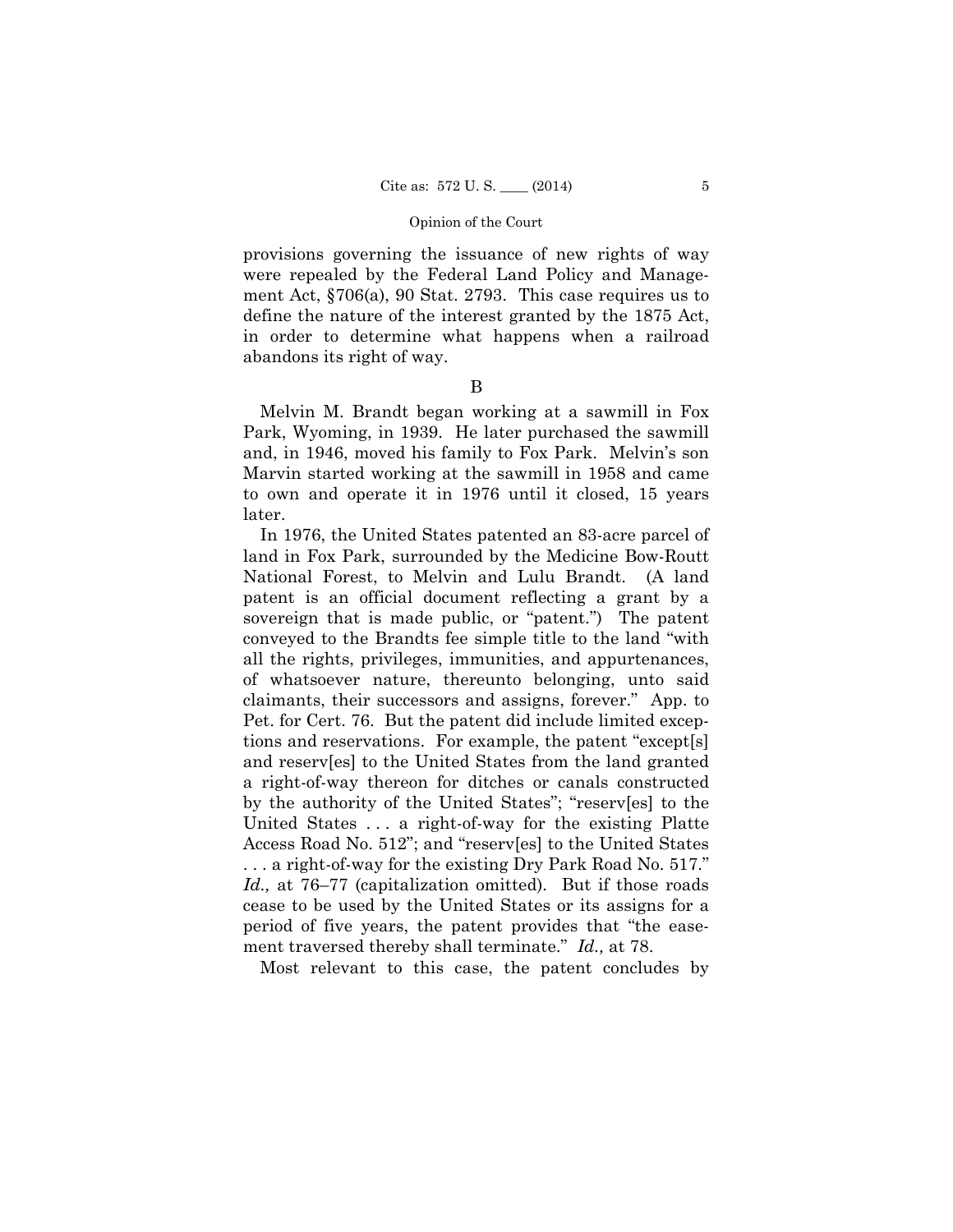provisions governing the issuance of new rights of way were repealed by the Federal Land Policy and Management Act, §706(a), 90 Stat. 2793. This case requires us to define the nature of the interest granted by the 1875 Act, in order to determine what happens when a railroad abandons its right of way.

B

Melvin M. Brandt began working at a sawmill in Fox Park, Wyoming, in 1939. He later purchased the sawmill and, in 1946, moved his family to Fox Park. Melvin's son Marvin started working at the sawmill in 1958 and came to own and operate it in 1976 until it closed, 15 years later.

In 1976, the United States patented an 83-acre parcel of land in Fox Park, surrounded by the Medicine Bow-Routt National Forest, to Melvin and Lulu Brandt. (A land patent is an official document reflecting a grant by a sovereign that is made public, or "patent.") The patent conveyed to the Brandts fee simple title to the land "with all the rights, privileges, immunities, and appurtenances, of whatsoever nature, thereunto belonging, unto said claimants, their successors and assigns, forever." App. to Pet. for Cert. 76. But the patent did include limited exceptions and reservations. For example, the patent "except[s] and reserv[es] to the United States from the land granted a right-of-way thereon for ditches or canals constructed by the authority of the United States"; "reserv[es] to the United States . . . a right-of-way for the existing Platte Access Road No. 512"; and "reserv[es] to the United States . . . a right-of-way for the existing Dry Park Road No. 517." *Id.,* at 76–77 (capitalization omitted). But if those roads cease to be used by the United States or its assigns for a period of five years, the patent provides that "the easement traversed thereby shall terminate." *Id.,* at 78.

Most relevant to this case, the patent concludes by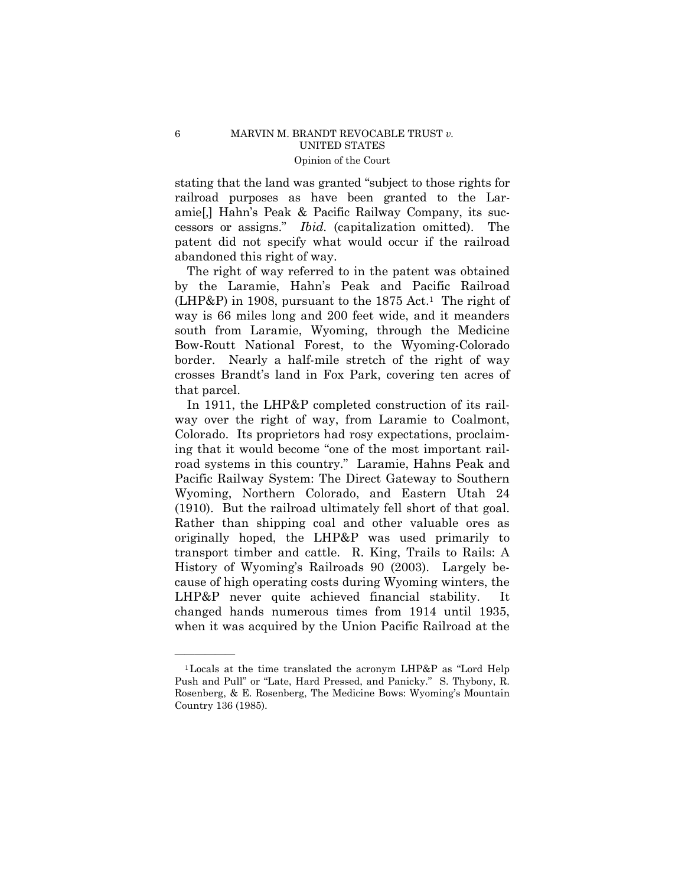stating that the land was granted "subject to those rights for railroad purposes as have been granted to the Laramie[,] Hahn's Peak & Pacific Railway Company, its successors or assigns." *Ibid.* (capitalization omitted). The patent did not specify what would occur if the railroad abandoned this right of way.

The right of way referred to in the patent was obtained by the Laramie, Hahn's Peak and Pacific Railroad (LHP&P) in 1908, pursuant to the 1875 Act.[1] The right of way is 66 miles long and 200 feet wide, and it meanders south from Laramie, Wyoming, through the Medicine Bow-Routt National Forest, to the Wyoming-Colorado border. Nearly a half-mile stretch of the right of way crosses Brandt's land in Fox Park, covering ten acres of that parcel.

In 1911, the LHP&P completed construction of its railway over the right of way, from Laramie to Coalmont, Colorado. Its proprietors had rosy expectations, proclaiming that it would become "one of the most important railroad systems in this country." Laramie, Hahns Peak and Pacific Railway System: The Direct Gateway to Southern Wyoming, Northern Colorado, and Eastern Utah 24 (1910). But the railroad ultimately fell short of that goal. Rather than shipping coal and other valuable ores as originally hoped, the LHP&P was used primarily to transport timber and cattle. R. King, Trails to Rails: A History of Wyoming's Railroads 90 (2003). Largely because of high operating costs during Wyoming winters, the LHP&P never quite achieved financial stability. It changed hands numerous times from 1914 until 1935, when it was acquired by the Union Pacific Railroad at the

---

[1] Locals at the time translated the acronym LHP&P as "Lord Help Push and Pull" or "Late, Hard Pressed, and Panicky." S. Thybony, R. Rosenberg, & E. Rosenberg, The Medicine Bows: Wyoming's Mountain Country 136 (1985).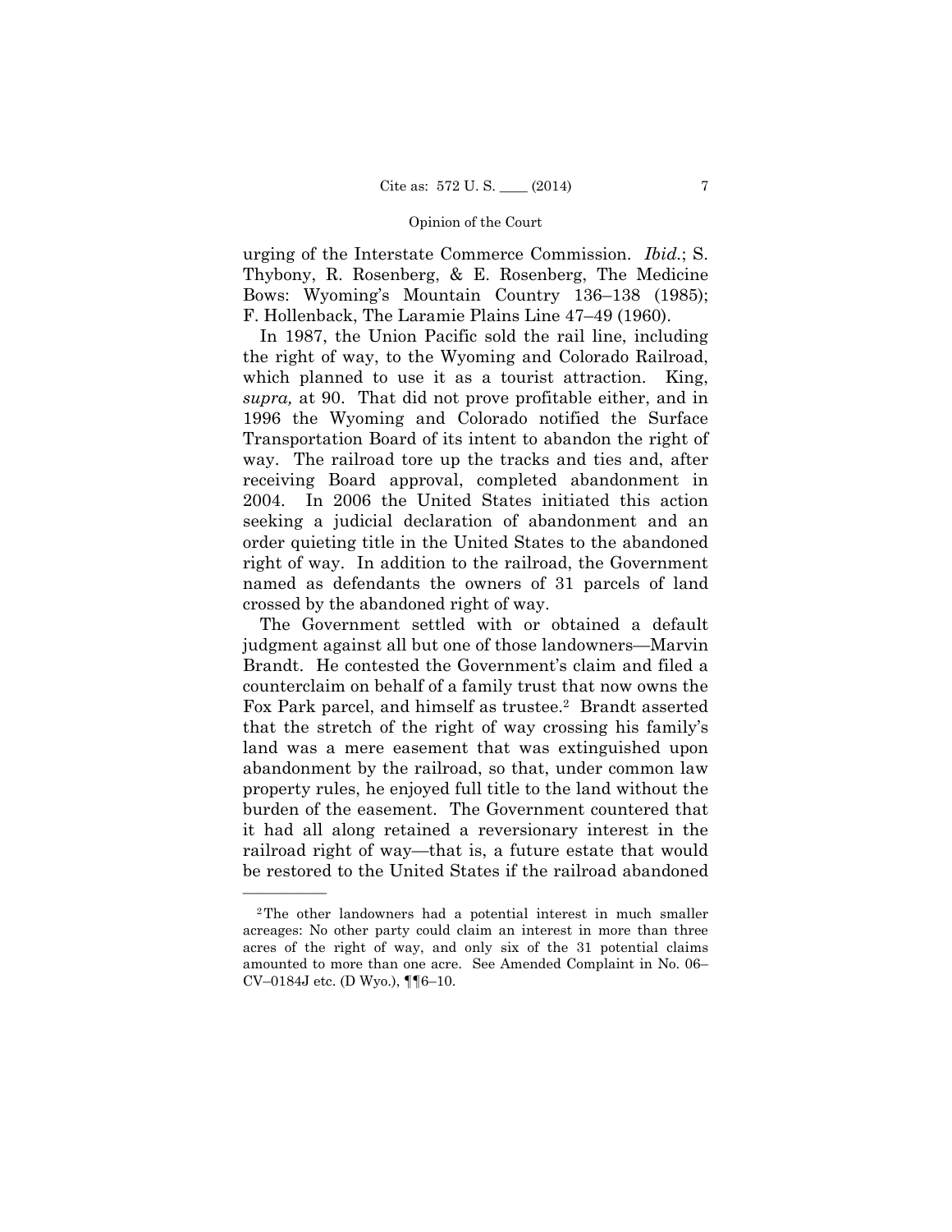urging of the Interstate Commerce Commission. *Ibid.*; S. Thybony, R. Rosenberg, & E. Rosenberg, The Medicine Bows: Wyoming's Mountain Country 136–138 (1985); F. Hollenback, The Laramie Plains Line 47–49 (1960).

In 1987, the Union Pacific sold the rail line, including the right of way, to the Wyoming and Colorado Railroad, which planned to use it as a tourist attraction. King, *supra,* at 90. That did not prove profitable either, and in 1996 the Wyoming and Colorado notified the Surface Transportation Board of its intent to abandon the right of way. The railroad tore up the tracks and ties and, after receiving Board approval, completed abandonment in 2004. In 2006 the United States initiated this action seeking a judicial declaration of abandonment and an order quieting title in the United States to the abandoned right of way. In addition to the railroad, the Government named as defendants the owners of 31 parcels of land crossed by the abandoned right of way.

The Government settled with or obtained a default judgment against all but one of those landowners—Marvin Brandt. He contested the Government's claim and filed a counterclaim on behalf of a family trust that now owns the Fox Park parcel, and himself as trustee.[2] Brandt asserted that the stretch of the right of way crossing his family's land was a mere easement that was extinguished upon abandonment by the railroad, so that, under common law property rules, he enjoyed full title to the land without the burden of the easement. The Government countered that it had all along retained a reversionary interest in the railroad right of way—that is, a future estate that would be restored to the United States if the railroad abandoned

---

[2]The other landowners had a potential interest in much smaller acreages: No other party could claim an interest in more than three acres of the right of way, and only six of the 31 potential claims amounted to more than one acre. See Amended Complaint in No. 06–CV–0184J etc. (D Wyo.), ¶¶6–10.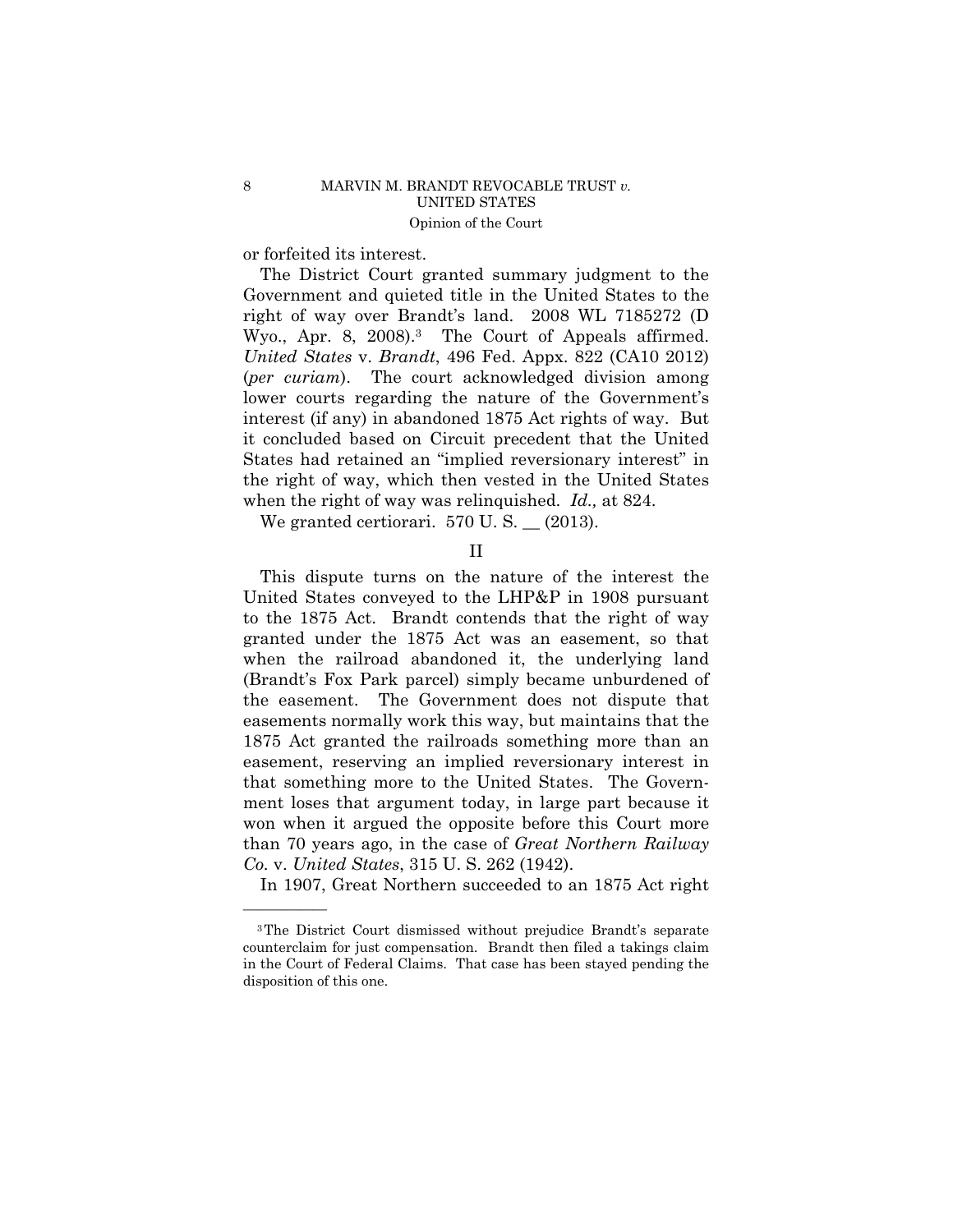or forfeited its interest.

The District Court granted summary judgment to the Government and quieted title in the United States to the right of way over Brandt's land. 2008 WL 7185272 (D Wyo., Apr. 8, 2008).[3] The Court of Appeals affirmed. *United States* v. *Brandt*, 496 Fed. Appx. 822 (CA10 2012) (*per curiam*). The court acknowledged division among lower courts regarding the nature of the Government's interest (if any) in abandoned 1875 Act rights of way. But it concluded based on Circuit precedent that the United States had retained an "implied reversionary interest" in the right of way, which then vested in the United States when the right of way was relinquished. *Id.,* at 824.

We granted certiorari. 570 U. S. __ (2013).

## II

This dispute turns on the nature of the interest the United States conveyed to the LHP&P in 1908 pursuant to the 1875 Act. Brandt contends that the right of way granted under the 1875 Act was an easement, so that when the railroad abandoned it, the underlying land (Brandt's Fox Park parcel) simply became unburdened of the easement. The Government does not dispute that easements normally work this way, but maintains that the 1875 Act granted the railroads something more than an easement, reserving an implied reversionary interest in that something more to the United States. The Government loses that argument today, in large part because it won when it argued the opposite before this Court more than 70 years ago, in the case of *Great Northern Railway Co.* v. *United States*, 315 U. S. 262 (1942).

In 1907, Great Northern succeeded to an 1875 Act right

---

[3] The District Court dismissed without prejudice Brandt's separate counterclaim for just compensation. Brandt then filed a takings claim in the Court of Federal Claims. That case has been stayed pending the disposition of this one.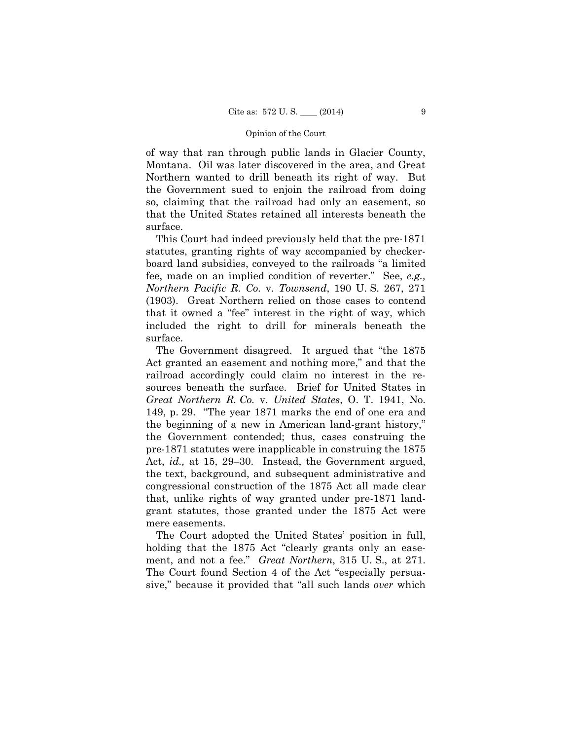of way that ran through public lands in Glacier County, Montana. Oil was later discovered in the area, and Great Northern wanted to drill beneath its right of way. But the Government sued to enjoin the railroad from doing so, claiming that the railroad had only an easement, so that the United States retained all interests beneath the surface.

This Court had indeed previously held that the pre-1871 statutes, granting rights of way accompanied by checkerboard land subsidies, conveyed to the railroads "a limited fee, made on an implied condition of reverter." See, *e.g., Northern Pacific R. Co.* v. *Townsend*, 190 U. S. 267, 271 (1903). Great Northern relied on those cases to contend that it owned a "fee" interest in the right of way, which included the right to drill for minerals beneath the surface.

The Government disagreed. It argued that "the 1875 Act granted an easement and nothing more," and that the railroad accordingly could claim no interest in the resources beneath the surface. Brief for United States in *Great Northern R. Co.* v. *United States*, O. T. 1941, No. 149, p. 29. "The year 1871 marks the end of one era and the beginning of a new in American land-grant history," the Government contended; thus, cases construing the pre-1871 statutes were inapplicable in construing the 1875 Act, *id.,* at 15, 29–30. Instead, the Government argued, the text, background, and subsequent administrative and congressional construction of the 1875 Act all made clear that, unlike rights of way granted under pre-1871 land-grant statutes, those granted under the 1875 Act were mere easements.

The Court adopted the United States' position in full, holding that the 1875 Act "clearly grants only an easement, and not a fee." *Great Northern*, 315 U. S., at 271. The Court found Section 4 of the Act "especially persuasive," because it provided that "all such lands *over* which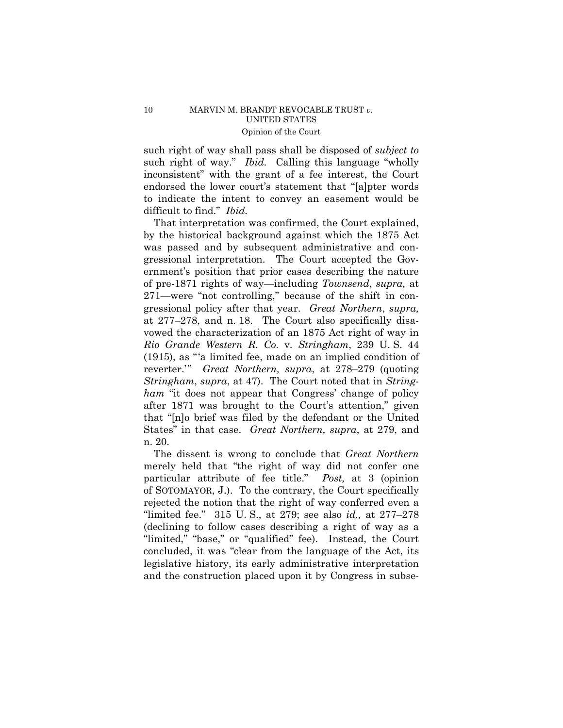such right of way shall pass shall be disposed of *subject to* such right of way." *Ibid.* Calling this language "wholly inconsistent" with the grant of a fee interest, the Court endorsed the lower court's statement that "[a]pter words to indicate the intent to convey an easement would be difficult to find." *Ibid.*

That interpretation was confirmed, the Court explained, by the historical background against which the 1875 Act was passed and by subsequent administrative and congressional interpretation. The Court accepted the Government's position that prior cases describing the nature of pre-1871 rights of way—including *Townsend*, *supra,* at 271—were "not controlling," because of the shift in congressional policy after that year. *Great Northern*, *supra,* at 277–278, and n. 18. The Court also specifically disavowed the characterization of an 1875 Act right of way in *Rio Grande Western R. Co.* v. *Stringham*, 239 U. S. 44 (1915), as "'a limited fee, made on an implied condition of reverter.'" *Great Northern, supra*, at 278–279 (quoting *Stringham*, *supra*, at 47). The Court noted that in *Stringham* "it does not appear that Congress' change of policy after 1871 was brought to the Court's attention," given that "[n]o brief was filed by the defendant or the United States" in that case. *Great Northern, supra*, at 279, and n. 20.

The dissent is wrong to conclude that *Great Northern* merely held that "the right of way did not confer one particular attribute of fee title." *Post,* at 3 (opinion of SOTOMAYOR, J.). To the contrary, the Court specifically rejected the notion that the right of way conferred even a "limited fee." 315 U. S., at 279; see also *id.,* at 277–278 (declining to follow cases describing a right of way as a "limited," "base," or "qualified" fee). Instead, the Court concluded, it was "clear from the language of the Act, its legislative history, its early administrative interpretation and the construction placed upon it by Congress in subse-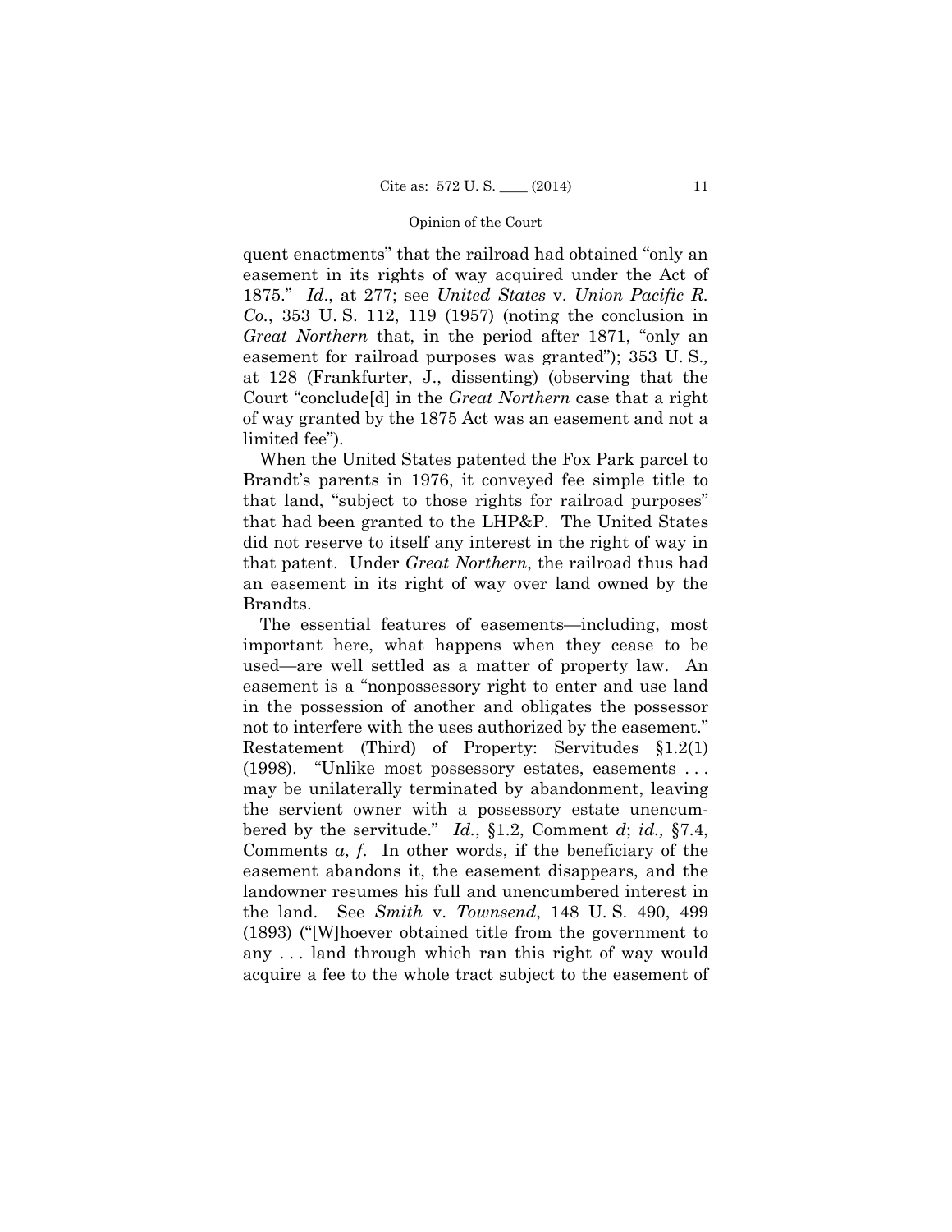quent enactments" that the railroad had obtained "only an easement in its rights of way acquired under the Act of 1875." *Id*., at 277; see *United States* v. *Union Pacific R. Co.*, 353 U. S. 112, 119 (1957) (noting the conclusion in *Great Northern* that, in the period after 1871, "only an easement for railroad purposes was granted"); 353 U. S., at 128 (Frankfurter, J., dissenting) (observing that the Court "conclude[d] in the *Great Northern* case that a right of way granted by the 1875 Act was an easement and not a limited fee").

When the United States patented the Fox Park parcel to Brandt's parents in 1976, it conveyed fee simple title to that land, "subject to those rights for railroad purposes" that had been granted to the LHP&P. The United States did not reserve to itself any interest in the right of way in that patent. Under *Great Northern*, the railroad thus had an easement in its right of way over land owned by the Brandts.

The essential features of easements—including, most important here, what happens when they cease to be used—are well settled as a matter of property law. An easement is a "nonpossessory right to enter and use land in the possession of another and obligates the possessor not to interfere with the uses authorized by the easement." Restatement (Third) of Property: Servitudes §1.2(1) (1998). "Unlike most possessory estates, easements . . . may be unilaterally terminated by abandonment, leaving the servient owner with a possessory estate unencumbered by the servitude." *Id.*, §1.2, Comment *d*; *id.,* §7.4, Comments *a*, *f*. In other words, if the beneficiary of the easement abandons it, the easement disappears, and the landowner resumes his full and unencumbered interest in the land. See *Smith* v. *Townsend*, 148 U. S. 490, 499 (1893) ("[W]hoever obtained title from the government to any . . . land through which ran this right of way would acquire a fee to the whole tract subject to the easement of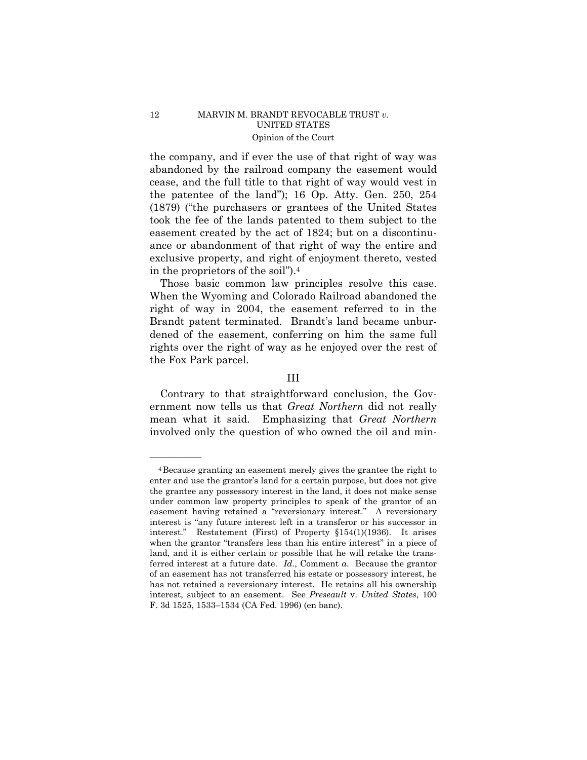the company, and if ever the use of that right of way was abandoned by the railroad company the easement would cease, and the full title to that right of way would vest in the patentee of the land"); 16 Op. Atty. Gen. 250, 254 (1879) ("the purchasers or grantees of the United States took the fee of the lands patented to them subject to the easement created by the act of 1824; but on a discontinuance or abandonment of that right of way the entire and exclusive property, and right of enjoyment thereto, vested in the proprietors of the soil").[4]

Those basic common law principles resolve this case. When the Wyoming and Colorado Railroad abandoned the right of way in 2004, the easement referred to in the Brandt patent terminated. Brandt's land became unburdened of the easement, conferring on him the same full rights over the right of way as he enjoyed over the rest of the Fox Park parcel.

## III

Contrary to that straightforward conclusion, the Government now tells us that *Great Northern* did not really mean what it said. Emphasizing that *Great Northern* involved only the question of who owned the oil and min-

---

[4] Because granting an easement merely gives the grantee the right to enter and use the grantor's land for a certain purpose, but does not give the grantee any possessory interest in the land, it does not make sense under common law property principles to speak of the grantor of an easement having retained a "reversionary interest." A reversionary interest is "any future interest left in a transferor or his successor in interest." Restatement (First) of Property §154(1)(1936). It arises when the grantor "transfers less than his entire interest" in a piece of land, and it is either certain or possible that he will retake the transferred interest at a future date. *Id.*, Comment *a*. Because the grantor of an easement has not transferred his estate or possessory interest, he has not retained a reversionary interest. He retains all his ownership interest, subject to an easement. See *Preseault* v. *United States*, 100 F. 3d 1525, 1533–1534 (CA Fed. 1996) (en banc).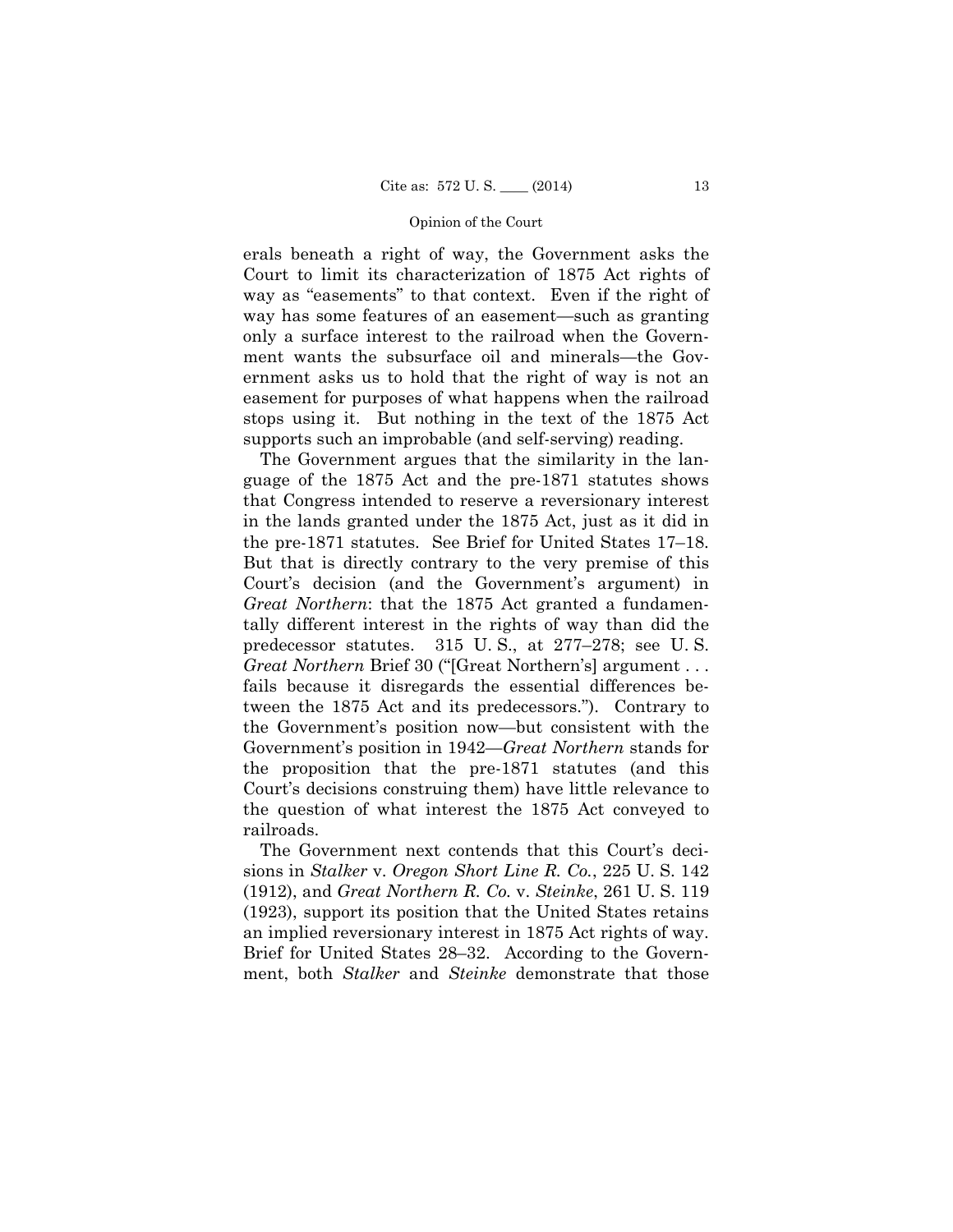erals beneath a right of way, the Government asks the Court to limit its characterization of 1875 Act rights of way as "easements" to that context. Even if the right of way has some features of an easement—such as granting only a surface interest to the railroad when the Government wants the subsurface oil and minerals—the Government asks us to hold that the right of way is not an easement for purposes of what happens when the railroad stops using it. But nothing in the text of the 1875 Act supports such an improbable (and self-serving) reading.

The Government argues that the similarity in the language of the 1875 Act and the pre-1871 statutes shows that Congress intended to reserve a reversionary interest in the lands granted under the 1875 Act, just as it did in the pre-1871 statutes. See Brief for United States 17–18. But that is directly contrary to the very premise of this Court's decision (and the Government's argument) in *Great Northern*: that the 1875 Act granted a fundamentally different interest in the rights of way than did the predecessor statutes. 315 U. S., at 277–278; see U. S. *Great Northern* Brief 30 ("[Great Northern's] argument . . . fails because it disregards the essential differences between the 1875 Act and its predecessors."). Contrary to the Government's position now—but consistent with the Government's position in 1942—*Great Northern* stands for the proposition that the pre-1871 statutes (and this Court's decisions construing them) have little relevance to the question of what interest the 1875 Act conveyed to railroads.

The Government next contends that this Court's decisions in *Stalker* v. *Oregon Short Line R. Co.*, 225 U. S. 142 (1912), and *Great Northern R. Co.* v. *Steinke*, 261 U. S. 119 (1923), support its position that the United States retains an implied reversionary interest in 1875 Act rights of way. Brief for United States 28–32. According to the Government, both *Stalker* and *Steinke* demonstrate that those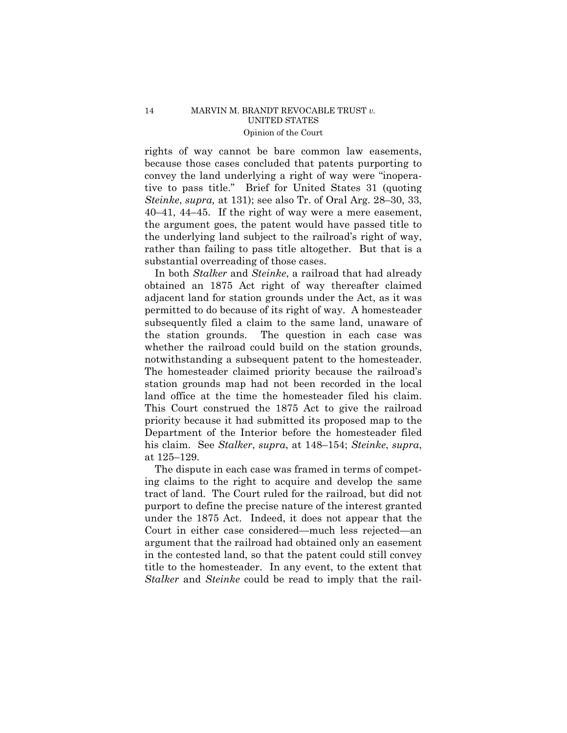rights of way cannot be bare common law easements, because those cases concluded that patents purporting to convey the land underlying a right of way were "inoperative to pass title." Brief for United States 31 (quoting *Steinke*, *supra,* at 131); see also Tr. of Oral Arg. 28–30, 33, 40–41, 44–45. If the right of way were a mere easement, the argument goes, the patent would have passed title to the underlying land subject to the railroad's right of way, rather than failing to pass title altogether. But that is a substantial overreading of those cases.

In both *Stalker* and *Steinke*, a railroad that had already obtained an 1875 Act right of way thereafter claimed adjacent land for station grounds under the Act, as it was permitted to do because of its right of way. A homesteader subsequently filed a claim to the same land, unaware of the station grounds. The question in each case was whether the railroad could build on the station grounds, notwithstanding a subsequent patent to the homesteader. The homesteader claimed priority because the railroad's station grounds map had not been recorded in the local land office at the time the homesteader filed his claim. This Court construed the 1875 Act to give the railroad priority because it had submitted its proposed map to the Department of the Interior before the homesteader filed his claim. See *Stalker*, *supra*, at 148–154; *Steinke*, *supra*, at 125–129.

The dispute in each case was framed in terms of competing claims to the right to acquire and develop the same tract of land. The Court ruled for the railroad, but did not purport to define the precise nature of the interest granted under the 1875 Act. Indeed, it does not appear that the Court in either case considered—much less rejected—an argument that the railroad had obtained only an easement in the contested land, so that the patent could still convey title to the homesteader. In any event, to the extent that *Stalker* and *Steinke* could be read to imply that the rail-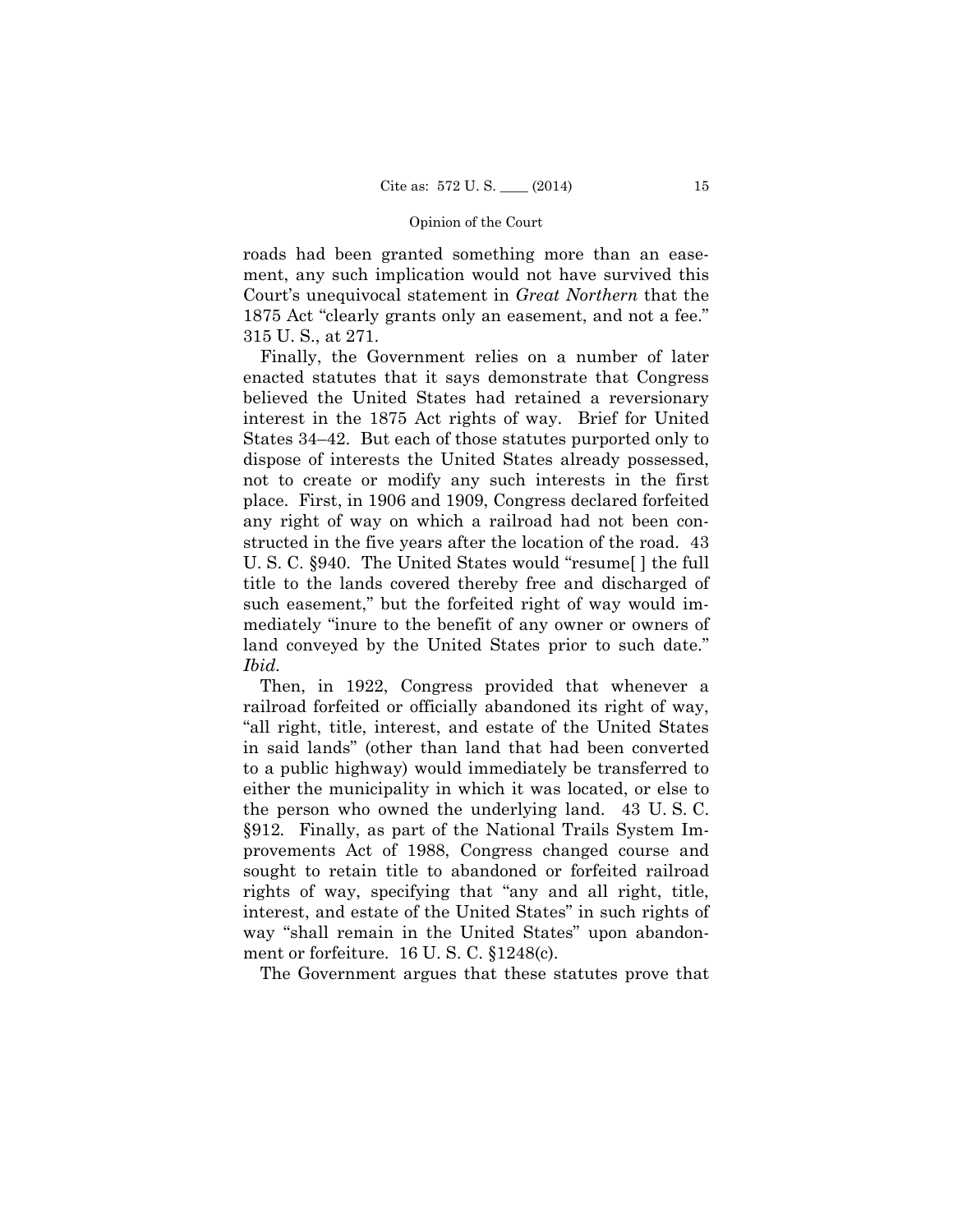roads had been granted something more than an easement, any such implication would not have survived this Court's unequivocal statement in *Great Northern* that the 1875 Act "clearly grants only an easement, and not a fee." 315 U. S., at 271.

Finally, the Government relies on a number of later enacted statutes that it says demonstrate that Congress believed the United States had retained a reversionary interest in the 1875 Act rights of way. Brief for United States 34–42. But each of those statutes purported only to dispose of interests the United States already possessed, not to create or modify any such interests in the first place. First, in 1906 and 1909, Congress declared forfeited any right of way on which a railroad had not been constructed in the five years after the location of the road. 43 U. S. C. §940. The United States would "resume[ ] the full title to the lands covered thereby free and discharged of such easement," but the forfeited right of way would immediately "inure to the benefit of any owner or owners of land conveyed by the United States prior to such date." *Ibid.*

Then, in 1922, Congress provided that whenever a railroad forfeited or officially abandoned its right of way, "all right, title, interest, and estate of the United States in said lands" (other than land that had been converted to a public highway) would immediately be transferred to either the municipality in which it was located, or else to the person who owned the underlying land. 43 U. S. C. §912. Finally, as part of the National Trails System Improvements Act of 1988, Congress changed course and sought to retain title to abandoned or forfeited railroad rights of way, specifying that "any and all right, title, interest, and estate of the United States" in such rights of way "shall remain in the United States" upon abandonment or forfeiture. 16 U. S. C. §1248(c).

The Government argues that these statutes prove that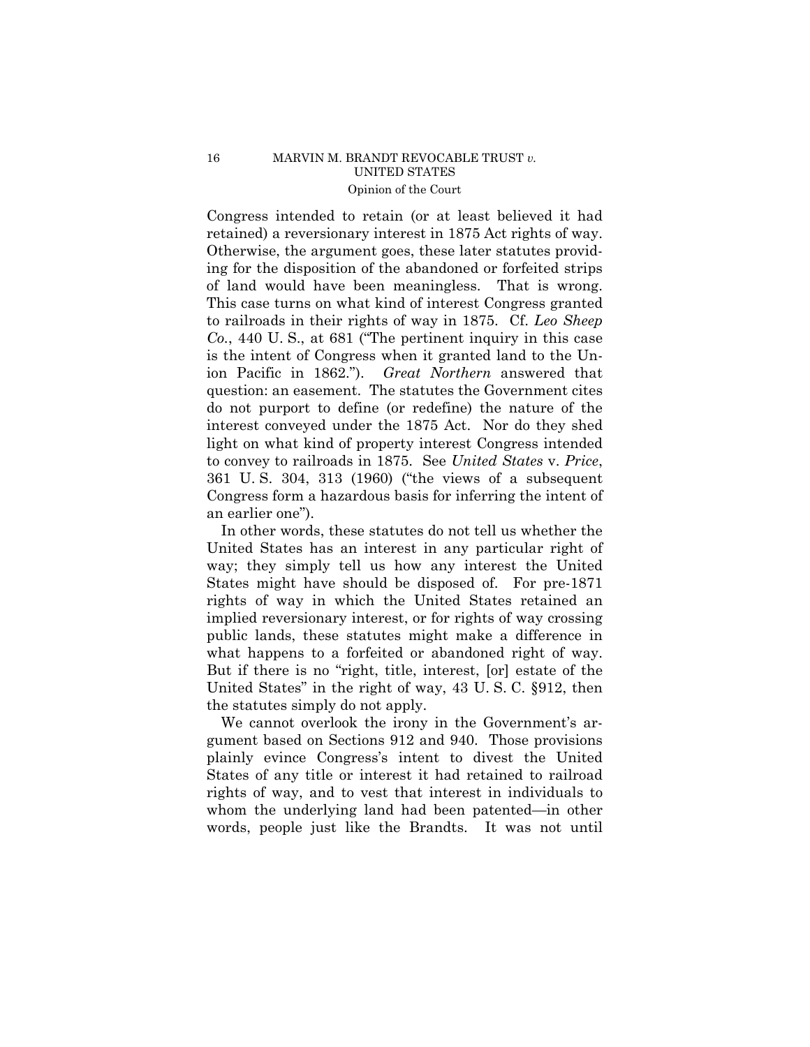Congress intended to retain (or at least believed it had retained) a reversionary interest in 1875 Act rights of way. Otherwise, the argument goes, these later statutes providing for the disposition of the abandoned or forfeited strips of land would have been meaningless. That is wrong. This case turns on what kind of interest Congress granted to railroads in their rights of way in 1875. Cf. *Leo Sheep Co.*, 440 U. S., at 681 ("The pertinent inquiry in this case is the intent of Congress when it granted land to the Union Pacific in 1862."). *Great Northern* answered that question: an easement. The statutes the Government cites do not purport to define (or redefine) the nature of the interest conveyed under the 1875 Act. Nor do they shed light on what kind of property interest Congress intended to convey to railroads in 1875. See *United States* v. *Price*, 361 U. S. 304, 313 (1960) ("the views of a subsequent Congress form a hazardous basis for inferring the intent of an earlier one").

In other words, these statutes do not tell us whether the United States has an interest in any particular right of way; they simply tell us how any interest the United States might have should be disposed of. For pre-1871 rights of way in which the United States retained an implied reversionary interest, or for rights of way crossing public lands, these statutes might make a difference in what happens to a forfeited or abandoned right of way. But if there is no "right, title, interest, [or] estate of the United States" in the right of way, 43 U. S. C. §912, then the statutes simply do not apply.

We cannot overlook the irony in the Government's argument based on Sections 912 and 940. Those provisions plainly evince Congress's intent to divest the United States of any title or interest it had retained to railroad rights of way, and to vest that interest in individuals to whom the underlying land had been patented—in other words, people just like the Brandts. It was not until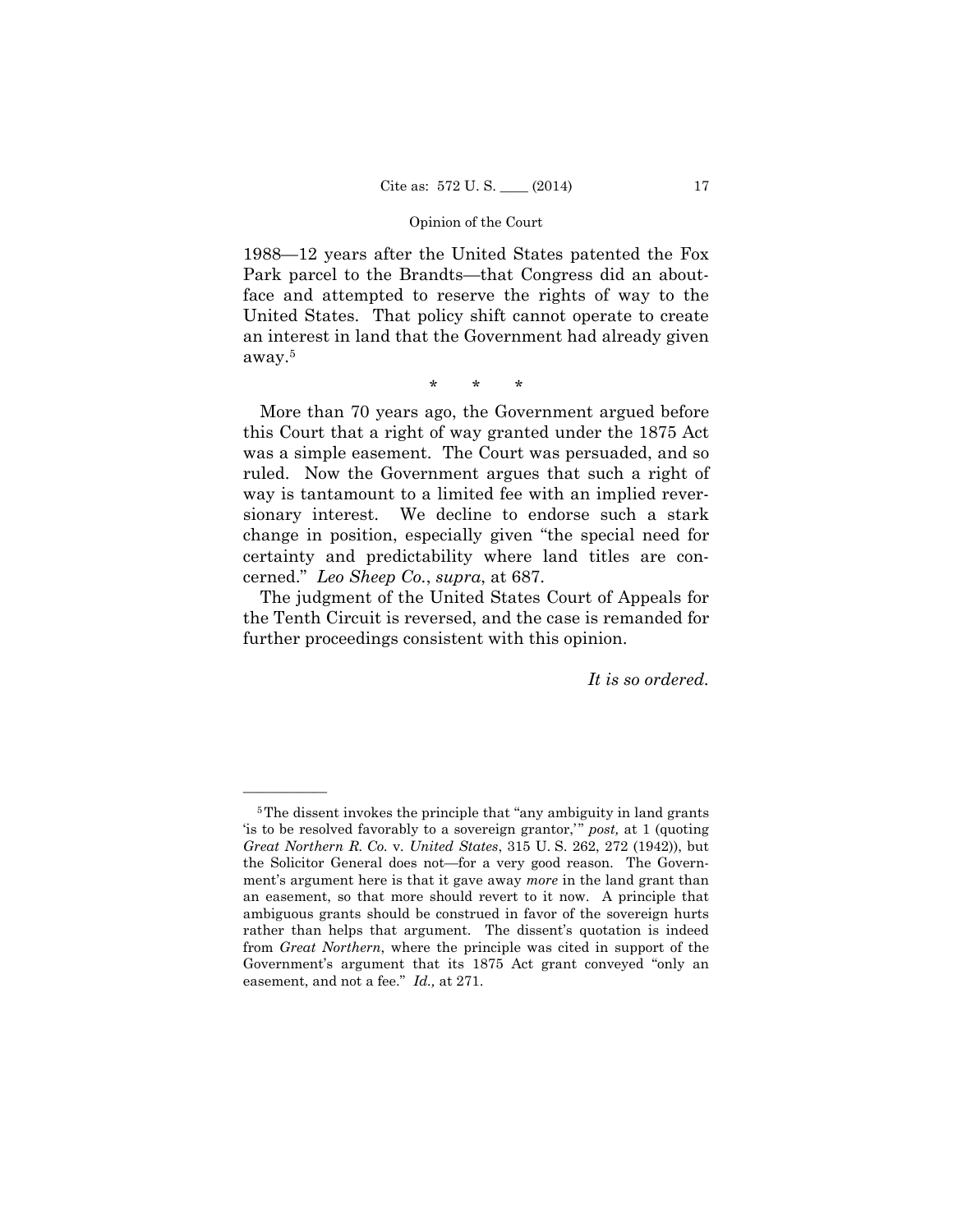1988—12 years after the United States patented the Fox Park parcel to the Brandts—that Congress did an about-face and attempted to reserve the rights of way to the United States. That policy shift cannot operate to create an interest in land that the Government had already given away.[5]

\* \* \*

More than 70 years ago, the Government argued before this Court that a right of way granted under the 1875 Act was a simple easement. The Court was persuaded, and so ruled. Now the Government argues that such a right of way is tantamount to a limited fee with an implied reversionary interest. We decline to endorse such a stark change in position, especially given "the special need for certainty and predictability where land titles are concerned." *Leo Sheep Co.*, *supra*, at 687.

The judgment of the United States Court of Appeals for the Tenth Circuit is reversed, and the case is remanded for further proceedings consistent with this opinion.

*It is so ordered.*

---

[5] The dissent invokes the principle that "any ambiguity in land grants 'is to be resolved favorably to a sovereign grantor,'" *post,* at 1 (quoting *Great Northern R. Co.* v. *United States*, 315 U. S. 262, 272 (1942)), but the Solicitor General does not—for a very good reason. The Government's argument here is that it gave away *more* in the land grant than an easement, so that more should revert to it now. A principle that ambiguous grants should be construed in favor of the sovereign hurts rather than helps that argument. The dissent's quotation is indeed from *Great Northern*, where the principle was cited in support of the Government's argument that its 1875 Act grant conveyed "only an easement, and not a fee." *Id.,* at 271.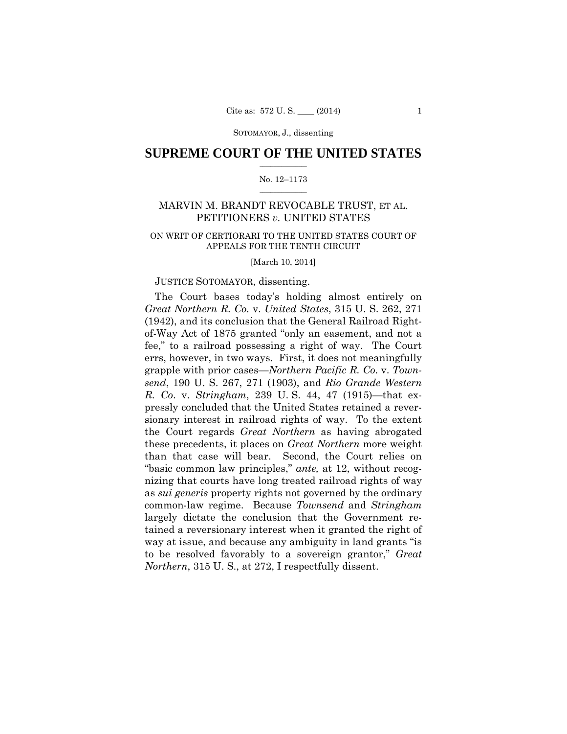SUPREME COURT OF THE UNITED STATES

No. 12–1173

MARVIN M. BRANDT REVOCABLE TRUST, ET AL. PETITIONERS *v.* UNITED STATES

ON WRIT OF CERTIORARI TO THE UNITED STATES COURT OF APPEALS FOR THE TENTH CIRCUIT

[March 10, 2014]

JUSTICE SOTOMAYOR, dissenting.

The Court bases today's holding almost entirely on *Great Northern R. Co.* v. *United States*, 315 U. S. 262, 271 (1942), and its conclusion that the General Railroad Right-of-Way Act of 1875 granted "only an easement, and not a fee," to a railroad possessing a right of way. The Court errs, however, in two ways. First, it does not meaningfully grapple with prior cases—*Northern Pacific R. Co.* v. *Townsend*, 190 U. S. 267, 271 (1903), and *Rio Grande Western R. Co.* v. *Stringham*, 239 U. S. 44, 47 (1915)—that expressly concluded that the United States retained a reversionary interest in railroad rights of way. To the extent the Court regards *Great Northern* as having abrogated these precedents, it places on *Great Northern* more weight than that case will bear. Second, the Court relies on "basic common law principles," *ante,* at 12, without recognizing that courts have long treated railroad rights of way as *sui generis* property rights not governed by the ordinary common-law regime. Because *Townsend* and *Stringham* largely dictate the conclusion that the Government retained a reversionary interest when it granted the right of way at issue, and because any ambiguity in land grants "is to be resolved favorably to a sovereign grantor," *Great Northern*, 315 U. S., at 272, I respectfully dissent.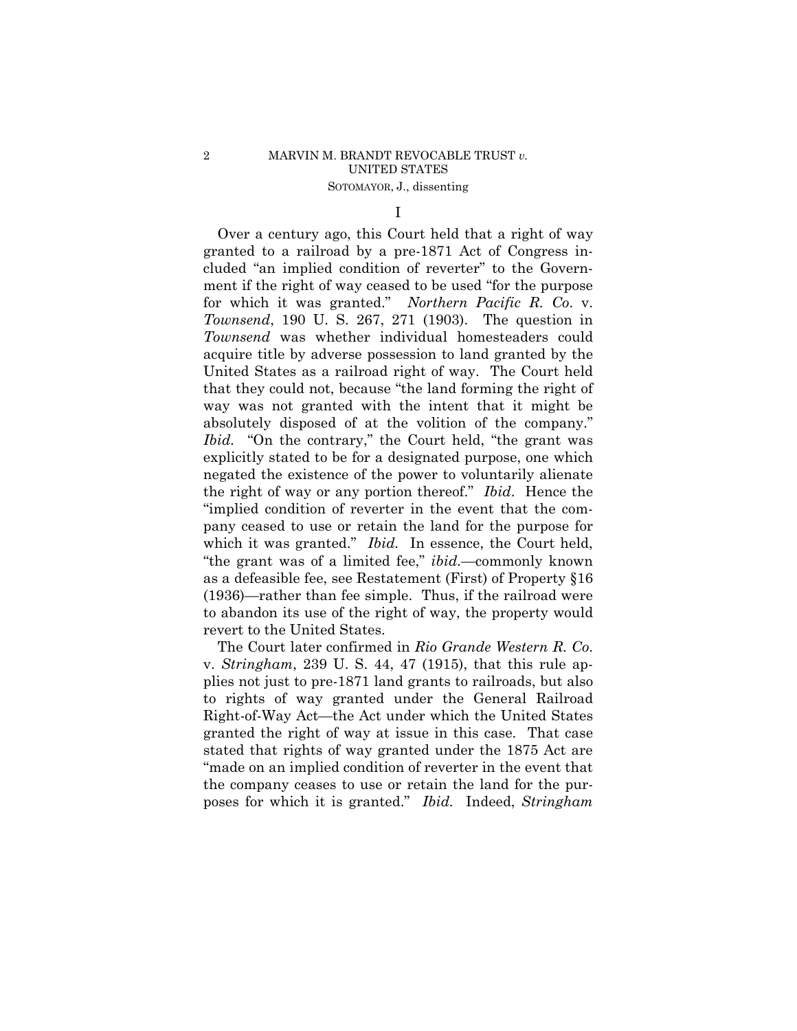# I

Over a century ago, this Court held that a right of way granted to a railroad by a pre-1871 Act of Congress included "an implied condition of reverter" to the Government if the right of way ceased to be used "for the purpose for which it was granted." *Northern Pacific R. Co.* v. *Townsend*, 190 U. S. 267, 271 (1903). The question in *Townsend* was whether individual homesteaders could acquire title by adverse possession to land granted by the United States as a railroad right of way. The Court held that they could not, because "the land forming the right of way was not granted with the intent that it might be absolutely disposed of at the volition of the company." *Ibid.* "On the contrary," the Court held, "the grant was explicitly stated to be for a designated purpose, one which negated the existence of the power to voluntarily alienate the right of way or any portion thereof." *Ibid.* Hence the "implied condition of reverter in the event that the company ceased to use or retain the land for the purpose for which it was granted." *Ibid.* In essence, the Court held, "the grant was of a limited fee," *ibid.*—commonly known as a defeasible fee, see Restatement (First) of Property §16 (1936)—rather than fee simple. Thus, if the railroad were to abandon its use of the right of way, the property would revert to the United States.

The Court later confirmed in *Rio Grande Western R. Co.* v. *Stringham*, 239 U. S. 44, 47 (1915), that this rule applies not just to pre-1871 land grants to railroads, but also to rights of way granted under the General Railroad Right-of-Way Act—the Act under which the United States granted the right of way at issue in this case. That case stated that rights of way granted under the 1875 Act are "made on an implied condition of reverter in the event that the company ceases to use or retain the land for the purposes for which it is granted." *Ibid.* Indeed, *Stringham*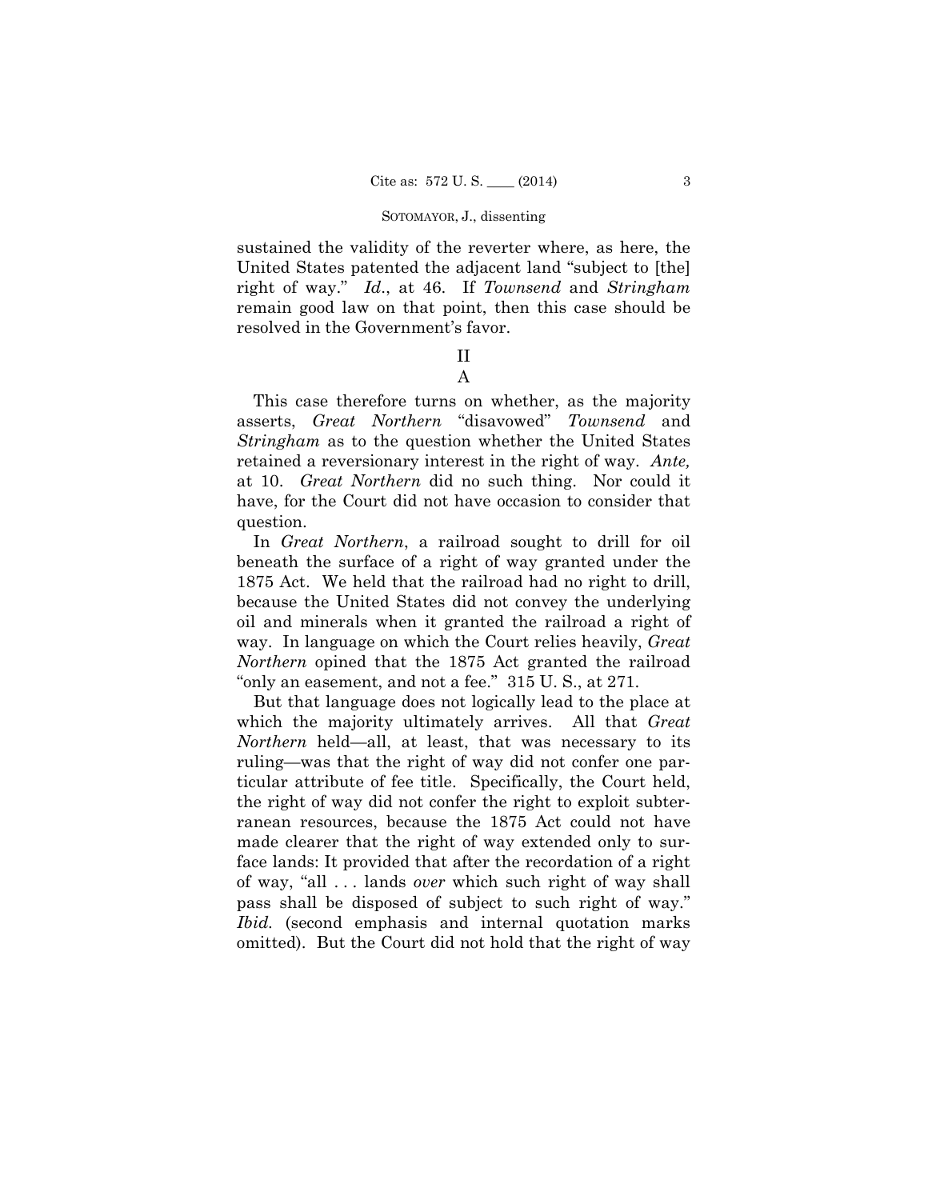sustained the validity of the reverter where, as here, the United States patented the adjacent land "subject to [the] right of way." *Id*., at 46. If *Townsend* and *Stringham* remain good law on that point, then this case should be resolved in the Government's favor.

## II

### A

This case therefore turns on whether, as the majority asserts, *Great Northern* "disavowed" *Townsend* and *Stringham* as to the question whether the United States retained a reversionary interest in the right of way. *Ante,* at 10. *Great Northern* did no such thing. Nor could it have, for the Court did not have occasion to consider that question.

In *Great Northern*, a railroad sought to drill for oil beneath the surface of a right of way granted under the 1875 Act. We held that the railroad had no right to drill, because the United States did not convey the underlying oil and minerals when it granted the railroad a right of way. In language on which the Court relies heavily, *Great Northern* opined that the 1875 Act granted the railroad "only an easement, and not a fee." 315 U. S., at 271.

But that language does not logically lead to the place at which the majority ultimately arrives. All that *Great Northern* held—all, at least, that was necessary to its ruling—was that the right of way did not confer one particular attribute of fee title. Specifically, the Court held, the right of way did not confer the right to exploit subterranean resources, because the 1875 Act could not have made clearer that the right of way extended only to surface lands: It provided that after the recordation of a right of way, "all . . . lands *over* which such right of way shall pass shall be disposed of subject to such right of way." *Ibid.* (second emphasis and internal quotation marks omitted). But the Court did not hold that the right of way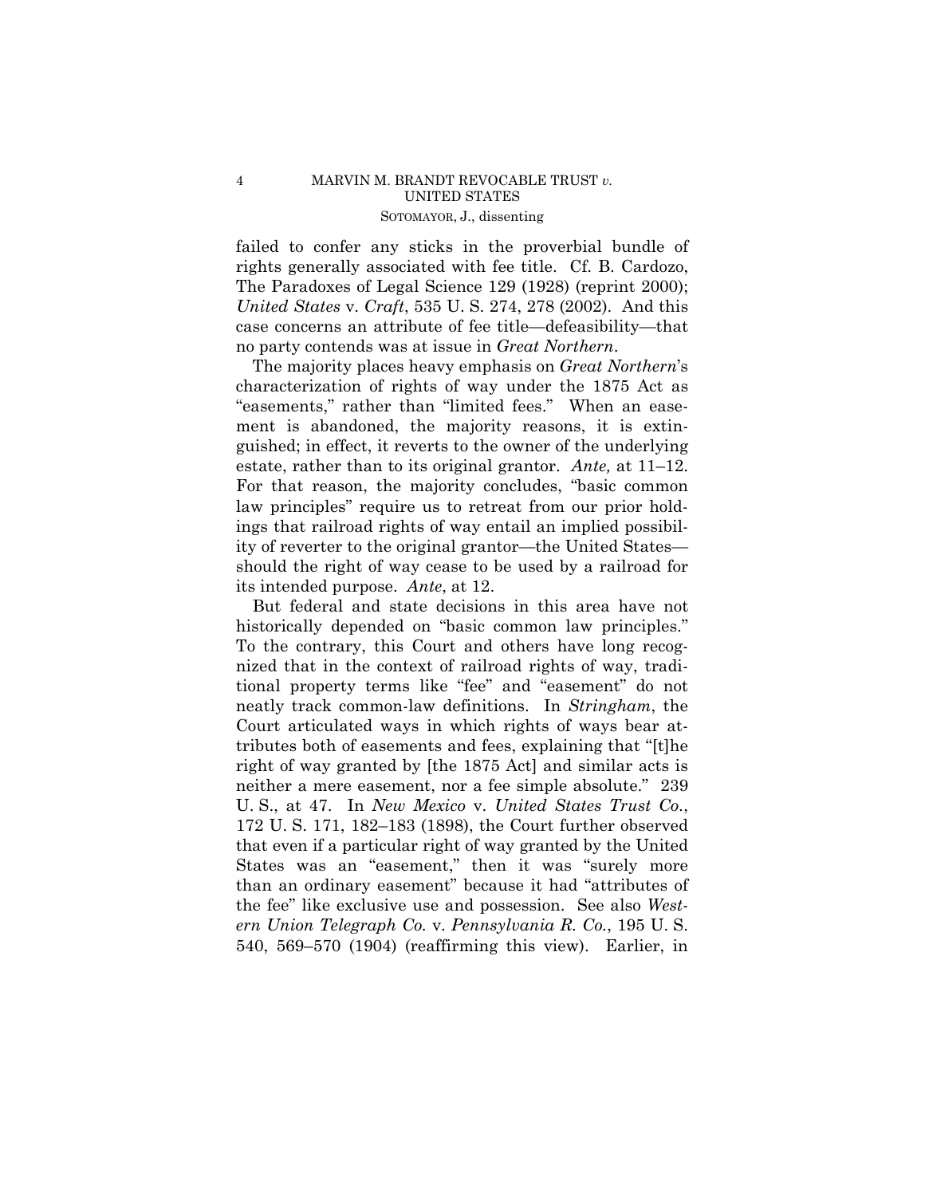failed to confer any sticks in the proverbial bundle of rights generally associated with fee title. Cf. B. Cardozo, The Paradoxes of Legal Science 129 (1928) (reprint 2000); *United States* v. *Craft*, 535 U. S. 274, 278 (2002). And this case concerns an attribute of fee title—defeasibility—that no party contends was at issue in *Great Northern*.

The majority places heavy emphasis on *Great Northern*'s characterization of rights of way under the 1875 Act as "easements," rather than "limited fees." When an easement is abandoned, the majority reasons, it is extinguished; in effect, it reverts to the owner of the underlying estate, rather than to its original grantor. *Ante,* at 11–12. For that reason, the majority concludes, "basic common law principles" require us to retreat from our prior holdings that railroad rights of way entail an implied possibility of reverter to the original grantor—the United States—should the right of way cease to be used by a railroad for its intended purpose. *Ante*, at 12.

But federal and state decisions in this area have not historically depended on "basic common law principles." To the contrary, this Court and others have long recognized that in the context of railroad rights of way, traditional property terms like "fee" and "easement" do not neatly track common-law definitions. In *Stringham*, the Court articulated ways in which rights of ways bear attributes both of easements and fees, explaining that "[t]he right of way granted by [the 1875 Act] and similar acts is neither a mere easement, nor a fee simple absolute." 239 U. S., at 47. In *New Mexico* v. *United States Trust Co.*, 172 U. S. 171, 182–183 (1898), the Court further observed that even if a particular right of way granted by the United States was an "easement," then it was "surely more than an ordinary easement" because it had "attributes of the fee" like exclusive use and possession. See also *Western Union Telegraph Co.* v. *Pennsylvania R. Co.*, 195 U. S. 540, 569–570 (1904) (reaffirming this view). Earlier, in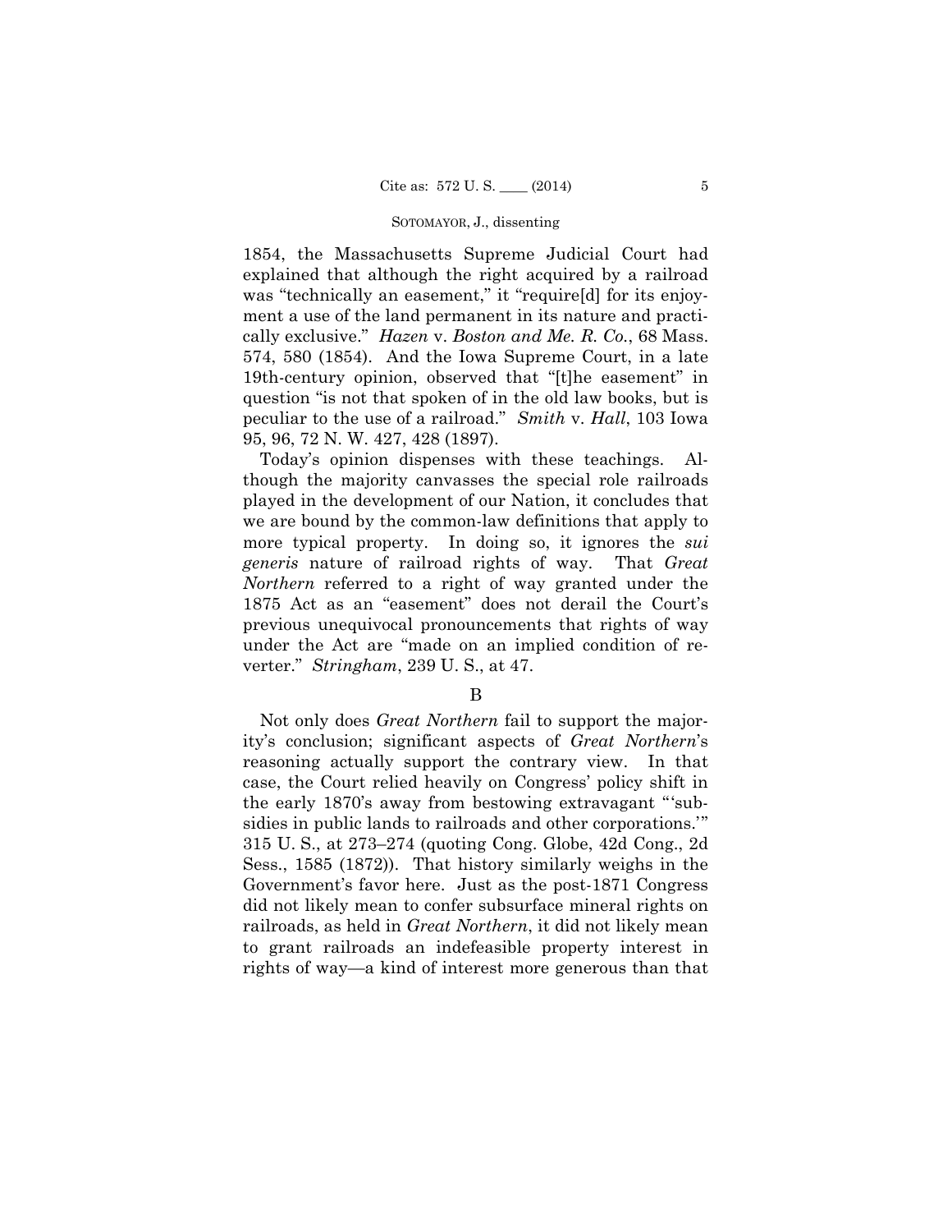1854, the Massachusetts Supreme Judicial Court had explained that although the right acquired by a railroad was "technically an easement," it "require[d] for its enjoyment a use of the land permanent in its nature and practically exclusive." *Hazen* v. *Boston and Me. R. Co.*, 68 Mass. 574, 580 (1854). And the Iowa Supreme Court, in a late 19th-century opinion, observed that "[t]he easement" in question "is not that spoken of in the old law books, but is peculiar to the use of a railroad." *Smith* v. *Hall*, 103 Iowa 95, 96, 72 N. W. 427, 428 (1897).

Today's opinion dispenses with these teachings. Although the majority canvasses the special role railroads played in the development of our Nation, it concludes that we are bound by the common-law definitions that apply to more typical property. In doing so, it ignores the *sui generis* nature of railroad rights of way. That *Great Northern* referred to a right of way granted under the 1875 Act as an "easement" does not derail the Court's previous unequivocal pronouncements that rights of way under the Act are "made on an implied condition of reverter." *Stringham*, 239 U. S., at 47.

B

Not only does *Great Northern* fail to support the majority's conclusion; significant aspects of *Great Northern*'s reasoning actually support the contrary view. In that case, the Court relied heavily on Congress' policy shift in the early 1870's away from bestowing extravagant "'subsidies in public lands to railroads and other corporations.'" 315 U. S., at 273–274 (quoting Cong. Globe, 42d Cong., 2d Sess., 1585 (1872)). That history similarly weighs in the Government's favor here. Just as the post-1871 Congress did not likely mean to confer subsurface mineral rights on railroads, as held in *Great Northern*, it did not likely mean to grant railroads an indefeasible property interest in rights of way—a kind of interest more generous than that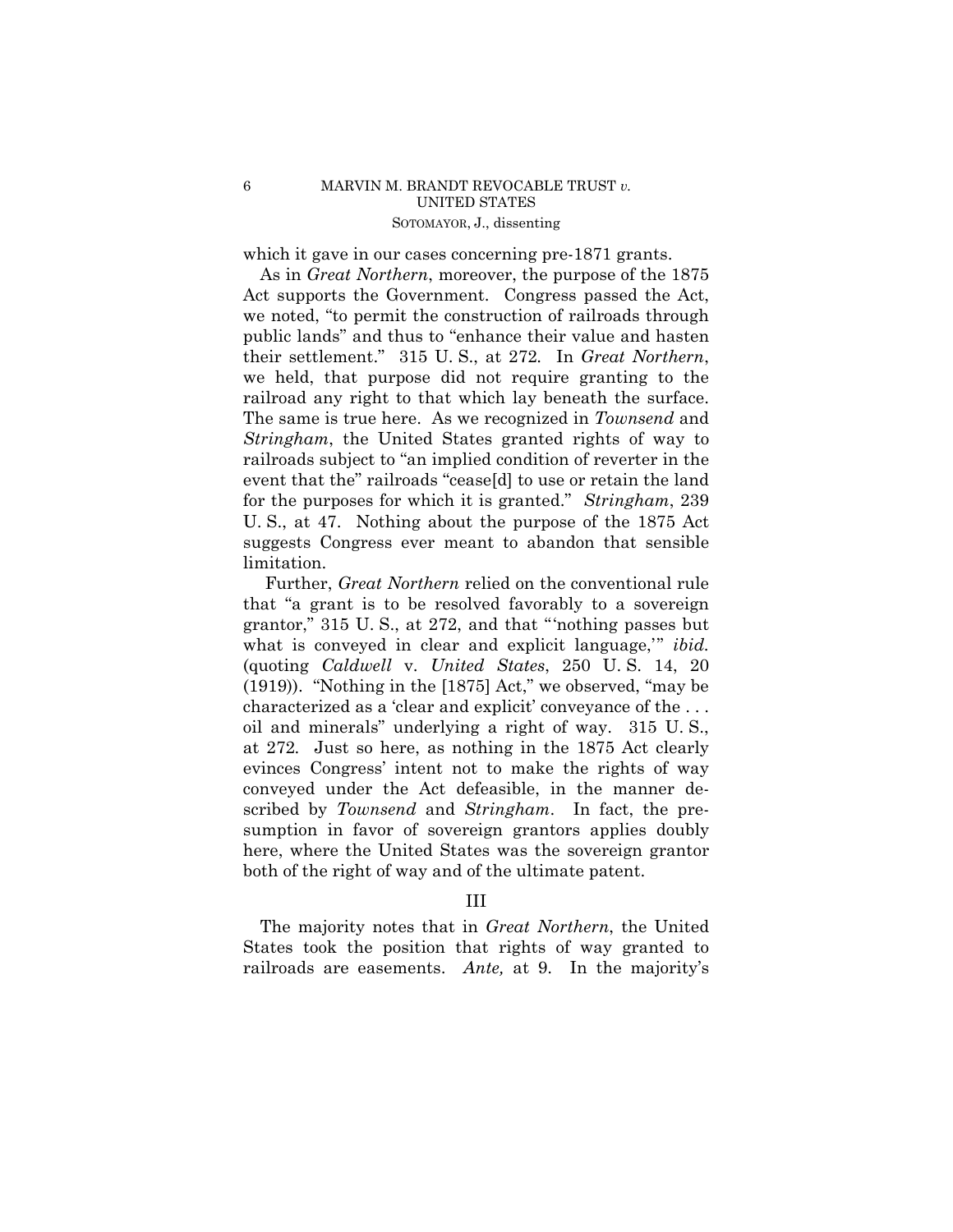which it gave in our cases concerning pre-1871 grants.

As in *Great Northern*, moreover, the purpose of the 1875 Act supports the Government. Congress passed the Act, we noted, "to permit the construction of railroads through public lands" and thus to "enhance their value and hasten their settlement." 315 U. S., at 272. In *Great Northern*, we held, that purpose did not require granting to the railroad any right to that which lay beneath the surface. The same is true here. As we recognized in *Townsend* and *Stringham*, the United States granted rights of way to railroads subject to "an implied condition of reverter in the event that the" railroads "cease[d] to use or retain the land for the purposes for which it is granted." *Stringham*, 239 U. S., at 47. Nothing about the purpose of the 1875 Act suggests Congress ever meant to abandon that sensible limitation.

Further, *Great Northern* relied on the conventional rule that "a grant is to be resolved favorably to a sovereign grantor," 315 U. S., at 272, and that "'nothing passes but what is conveyed in clear and explicit language,'" *ibid.* (quoting *Caldwell* v. *United States*, 250 U. S. 14, 20 (1919)). "Nothing in the [1875] Act," we observed, "may be characterized as a 'clear and explicit' conveyance of the . . . oil and minerals" underlying a right of way. 315 U. S., at 272. Just so here, as nothing in the 1875 Act clearly evinces Congress' intent not to make the rights of way conveyed under the Act defeasible, in the manner described by *Townsend* and *Stringham*. In fact, the presumption in favor of sovereign grantors applies doubly here, where the United States was the sovereign grantor both of the right of way and of the ultimate patent.

## III

The majority notes that in *Great Northern*, the United States took the position that rights of way granted to railroads are easements. *Ante,* at 9. In the majority's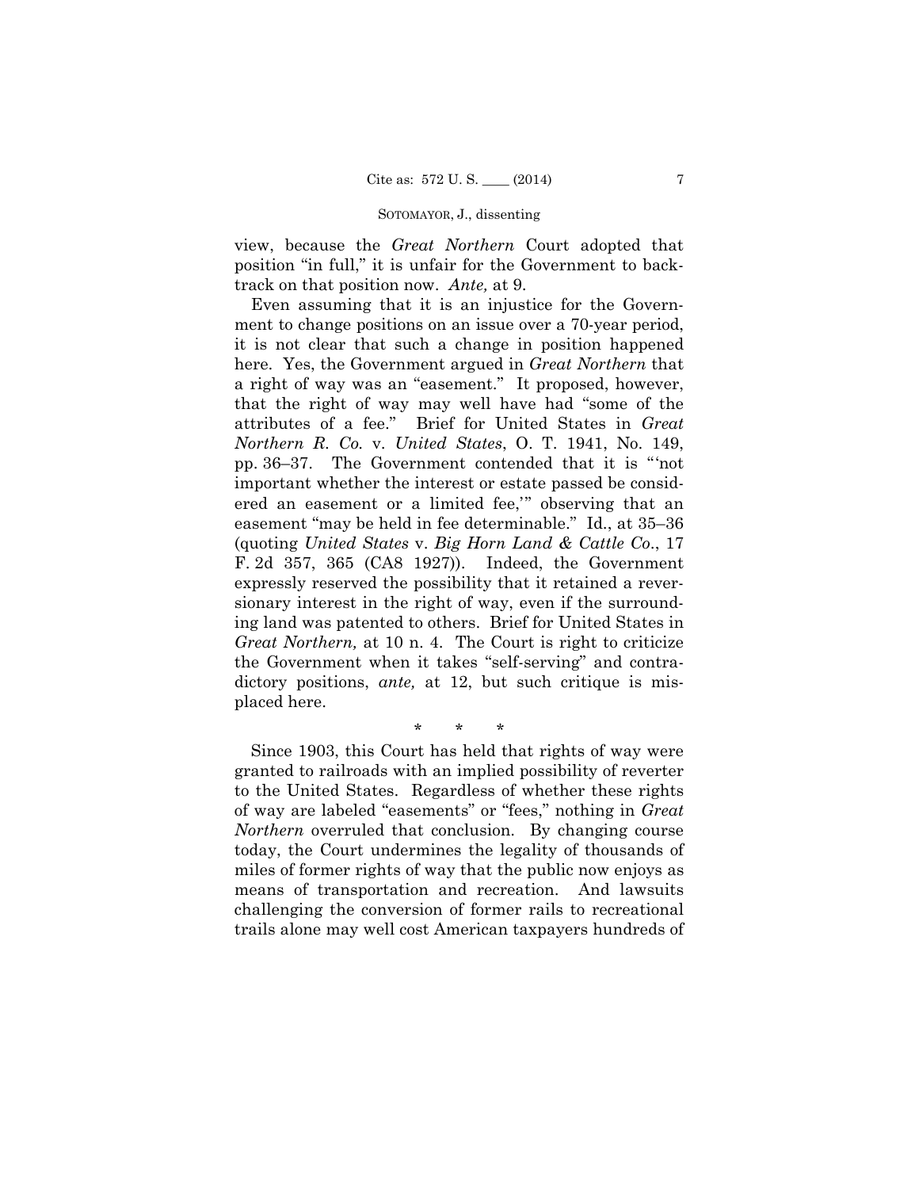view, because the *Great Northern* Court adopted that position "in full," it is unfair for the Government to backtrack on that position now. *Ante,* at 9.

Even assuming that it is an injustice for the Government to change positions on an issue over a 70-year period, it is not clear that such a change in position happened here. Yes, the Government argued in *Great Northern* that a right of way was an "easement." It proposed, however, that the right of way may well have had "some of the attributes of a fee." Brief for United States in *Great Northern R. Co.* v. *United States*, O. T. 1941, No. 149, pp. 36–37. The Government contended that it is "'not important whether the interest or estate passed be considered an easement or a limited fee,'" observing that an easement "may be held in fee determinable." Id., at 35–36 (quoting *United States* v. *Big Horn Land & Cattle Co*., 17 F. 2d 357, 365 (CA8 1927)). Indeed, the Government expressly reserved the possibility that it retained a reversionary interest in the right of way, even if the surrounding land was patented to others. Brief for United States in *Great Northern,* at 10 n. 4. The Court is right to criticize the Government when it takes "self-serving" and contradictory positions, *ante,* at 12, but such critique is misplaced here.

\* \* \*

Since 1903, this Court has held that rights of way were granted to railroads with an implied possibility of reverter to the United States. Regardless of whether these rights of way are labeled "easements" or "fees," nothing in *Great Northern* overruled that conclusion. By changing course today, the Court undermines the legality of thousands of miles of former rights of way that the public now enjoys as means of transportation and recreation. And lawsuits challenging the conversion of former rails to recreational trails alone may well cost American taxpayers hundreds of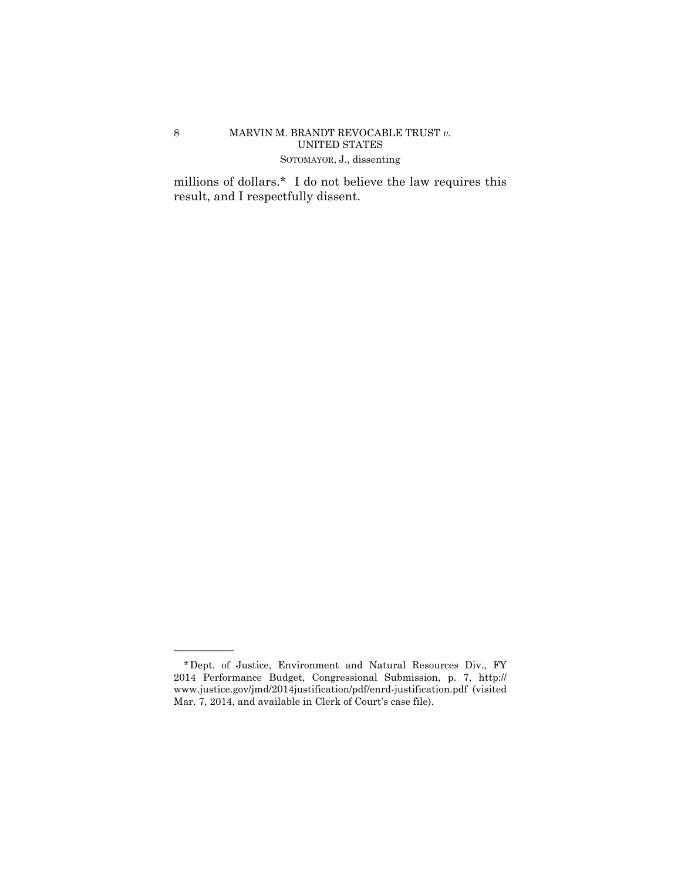millions of dollars.* I do not believe the law requires this result, and I respectfully dissent.

---

*Dept. of Justice, Environment and Natural Resources Div., FY 2014 Performance Budget, Congressional Submission, p. 7, http://www.justice.gov/jmd/2014justification/pdf/enrd-justification.pdf (visited Mar. 7, 2014, and available in Clerk of Court's case file).